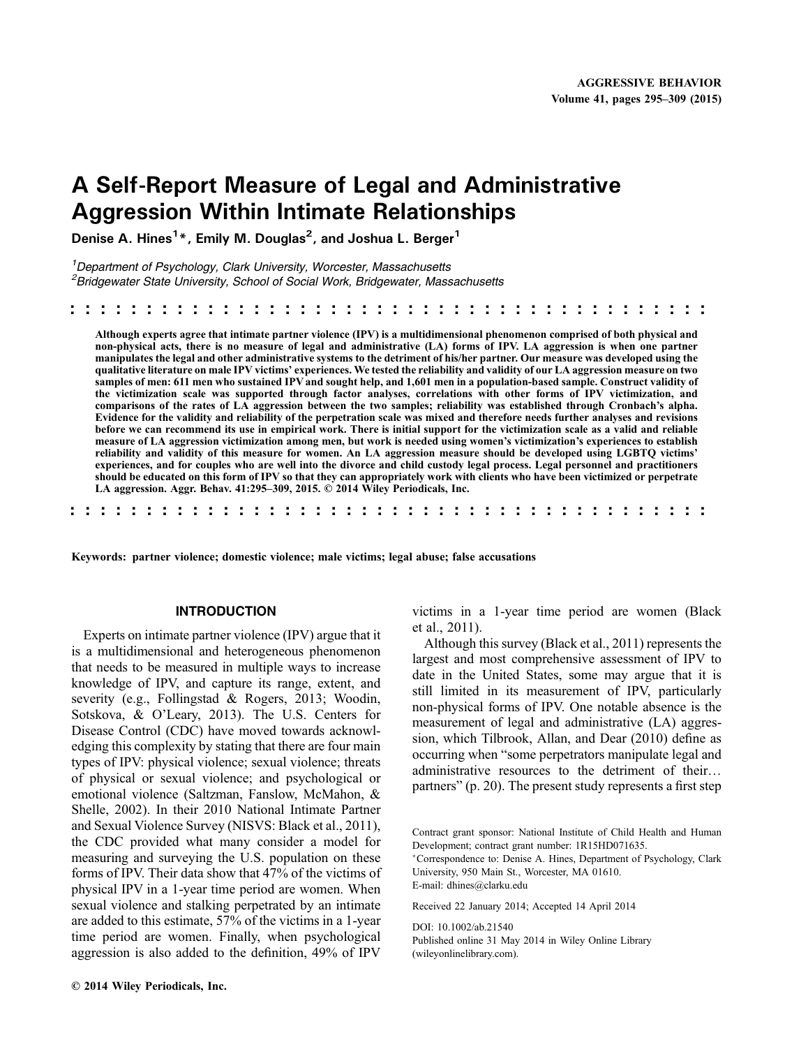# A Self-Report Measure of Legal and Administrative Aggression Within Intimate Relationships

Denise A. Hines[1]*, Emily M. Douglas[2], and Joshua L. Berger[1]

[1]Department of Psychology, Clark University, Worcester, Massachusetts
[2]Bridgewater State University, School of Social Work, Bridgewater, Massachusetts

**Although experts agree that intimate partner violence (IPV) is a multidimensional phenomenon comprised of both physical and non-physical acts, there is no measure of legal and administrative (LA) forms of IPV. LA aggression is when one partner manipulates the legal and other administrative systems to the detriment of his/her partner. Our measure was developed using the qualitative literature on male IPV victims' experiences. We tested the reliability and validity of our LA aggression measure on two samples of men: 611 men who sustained IPV and sought help, and 1,601 men in a population-based sample. Construct validity of the victimization scale was supported through factor analyses, correlations with other forms of IPV victimization, and comparisons of the rates of LA aggression between the two samples; reliability was established through Cronbach's alpha. Evidence for the validity and reliability of the perpetration scale was mixed and therefore needs further analyses and revisions before we can recommend its use in empirical work. There is initial support for the victimization scale as a valid and reliable measure of LA aggression victimization among men, but work is needed using women's victimization's experiences to establish reliability and validity of this measure for women. An LA aggression measure should be developed using LGBTQ victims' experiences, and for couples who are well into the divorce and child custody legal process. Legal personnel and practitioners should be educated on this form of IPV so that they can appropriately work with clients who have been victimized or perpetrate LA aggression. Aggr. Behav. 41:295–309, 2015. © 2014 Wiley Periodicals, Inc.**

**Keywords:** partner violence; domestic violence; male victims; legal abuse; false accusations

## INTRODUCTION

Experts on intimate partner violence (IPV) argue that it is a multidimensional and heterogeneous phenomenon that needs to be measured in multiple ways to increase knowledge of IPV, and capture its range, extent, and severity (e.g., Follingstad & Rogers, 2013; Woodin, Sotskova, & O'Leary, 2013). The U.S. Centers for Disease Control (CDC) have moved towards acknowledging this complexity by stating that there are four main types of IPV: physical violence; sexual violence; threats of physical or sexual violence; and psychological or emotional violence (Saltzman, Fanslow, McMahon, & Shelle, 2002). In their 2010 National Intimate Partner and Sexual Violence Survey (NISVS: Black et al., 2011), the CDC provided what many consider a model for measuring and surveying the U.S. population on these forms of IPV. Their data show that 47% of the victims of physical IPV in a 1-year time period are women. When sexual violence and stalking perpetrated by an intimate are added to this estimate, 57% of the victims in a 1-year time period are women. Finally, when psychological aggression is also added to the definition, 49% of IPV victims in a 1-year time period are women (Black et al., 2011).

Although this survey (Black et al., 2011) represents the largest and most comprehensive assessment of IPV to date in the United States, some may argue that it is still limited in its measurement of IPV, particularly non-physical forms of IPV. One notable absence is the measurement of legal and administrative (LA) aggression, which Tilbrook, Allan, and Dear (2010) define as occurring when "some perpetrators manipulate legal and administrative resources to the detriment of their… partners" (p. 20). The present study represents a first step

Contract grant sponsor: National Institute of Child Health and Human Development; contract grant number: 1R15HD071635.
*Correspondence to: Denise A. Hines, Department of Psychology, Clark University, 950 Main St., Worcester, MA 01610.
E-mail: dhines@clarku.edu

Received 22 January 2014; Accepted 14 April 2014

DOI: 10.1002/ab.21540
Published online 31 May 2014 in Wiley Online Library (wileyonlinelibrary.com).

© 2014 Wiley Periodicals, Inc.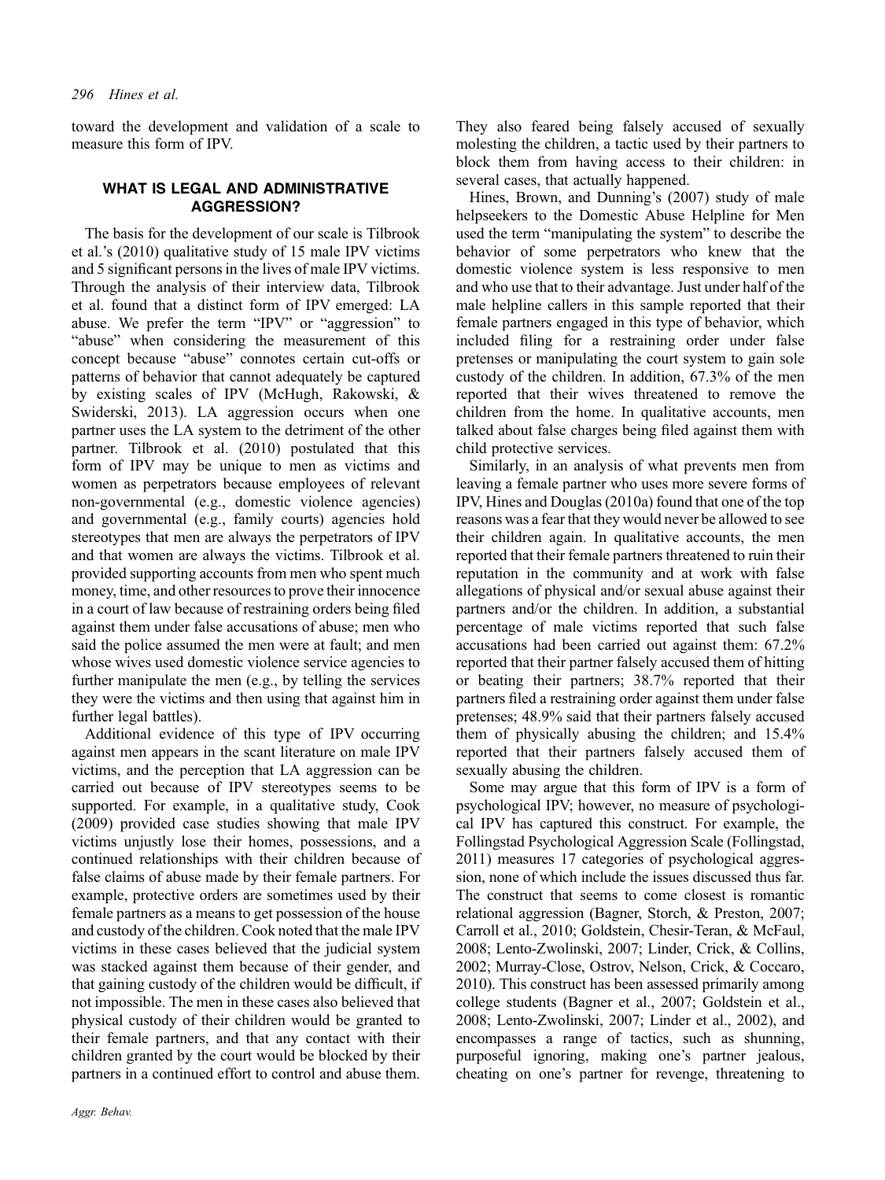toward the development and validation of a scale to measure this form of IPV.

## WHAT IS LEGAL AND ADMINISTRATIVE AGGRESSION?

The basis for the development of our scale is Tilbrook et al.'s (2010) qualitative study of 15 male IPV victims and 5 significant persons in the lives of male IPV victims. Through the analysis of their interview data, Tilbrook et al. found that a distinct form of IPV emerged: LA abuse. We prefer the term "IPV" or "aggression" to "abuse" when considering the measurement of this concept because "abuse" connotes certain cut-offs or patterns of behavior that cannot adequately be captured by existing scales of IPV (McHugh, Rakowski, & Swiderski, 2013). LA aggression occurs when one partner uses the LA system to the detriment of the other partner. Tilbrook et al. (2010) postulated that this form of IPV may be unique to men as victims and women as perpetrators because employees of relevant non-governmental (e.g., domestic violence agencies) and governmental (e.g., family courts) agencies hold stereotypes that men are always the perpetrators of IPV and that women are always the victims. Tilbrook et al. provided supporting accounts from men who spent much money, time, and other resources to prove their innocence in a court of law because of restraining orders being filed against them under false accusations of abuse; men who said the police assumed the men were at fault; and men whose wives used domestic violence service agencies to further manipulate the men (e.g., by telling the services they were the victims and then using that against him in further legal battles).

Additional evidence of this type of IPV occurring against men appears in the scant literature on male IPV victims, and the perception that LA aggression can be carried out because of IPV stereotypes seems to be supported. For example, in a qualitative study, Cook (2009) provided case studies showing that male IPV victims unjustly lose their homes, possessions, and a continued relationships with their children because of false claims of abuse made by their female partners. For example, protective orders are sometimes used by their female partners as a means to get possession of the house and custody of the children. Cook noted that the male IPV victims in these cases believed that the judicial system was stacked against them because of their gender, and that gaining custody of the children would be difficult, if not impossible. The men in these cases also believed that physical custody of their children would be granted to their female partners, and that any contact with their children granted by the court would be blocked by their partners in a continued effort to control and abuse them. They also feared being falsely accused of sexually molesting the children, a tactic used by their partners to block them from having access to their children: in several cases, that actually happened.

Hines, Brown, and Dunning's (2007) study of male helpseekers to the Domestic Abuse Helpline for Men used the term "manipulating the system" to describe the behavior of some perpetrators who knew that the domestic violence system is less responsive to men and who use that to their advantage. Just under half of the male helpline callers in this sample reported that their female partners engaged in this type of behavior, which included filing for a restraining order under false pretenses or manipulating the court system to gain sole custody of the children. In addition, 67.3% of the men reported that their wives threatened to remove the children from the home. In qualitative accounts, men talked about false charges being filed against them with child protective services.

Similarly, in an analysis of what prevents men from leaving a female partner who uses more severe forms of IPV, Hines and Douglas (2010a) found that one of the top reasons was a fear that they would never be allowed to see their children again. In qualitative accounts, the men reported that their female partners threatened to ruin their reputation in the community and at work with false allegations of physical and/or sexual abuse against their partners and/or the children. In addition, a substantial percentage of male victims reported that such false accusations had been carried out against them: 67.2% reported that their partner falsely accused them of hitting or beating their partners; 38.7% reported that their partners filed a restraining order against them under false pretenses; 48.9% said that their partners falsely accused them of physically abusing the children; and 15.4% reported that their partners falsely accused them of sexually abusing the children.

Some may argue that this form of IPV is a form of psychological IPV; however, no measure of psychological IPV has captured this construct. For example, the Follingstad Psychological Aggression Scale (Follingstad, 2011) measures 17 categories of psychological aggression, none of which include the issues discussed thus far. The construct that seems to come closest is romantic relational aggression (Bagner, Storch, & Preston, 2007; Carroll et al., 2010; Goldstein, Chesir-Teran, & McFaul, 2008; Lento-Zwolinski, 2007; Linder, Crick, & Collins, 2002; Murray-Close, Ostrov, Nelson, Crick, & Coccaro, 2010). This construct has been assessed primarily among college students (Bagner et al., 2007; Goldstein et al., 2008; Lento-Zwolinski, 2007; Linder et al., 2002), and encompasses a range of tactics, such as shunning, purposeful ignoring, making one's partner jealous, cheating on one's partner for revenge, threatening to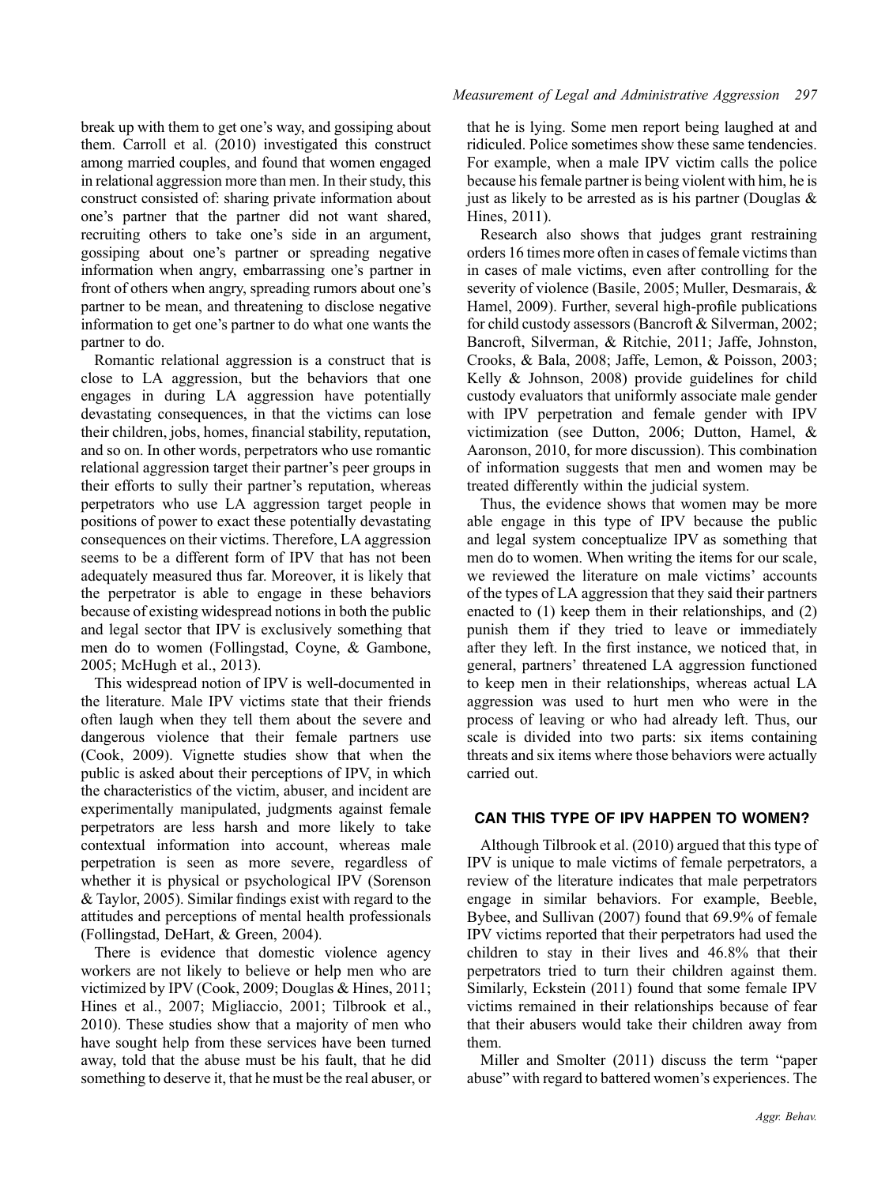break up with them to get one's way, and gossiping about them. Carroll et al. (2010) investigated this construct among married couples, and found that women engaged in relational aggression more than men. In their study, this construct consisted of: sharing private information about one's partner that the partner did not want shared, recruiting others to take one's side in an argument, gossiping about one's partner or spreading negative information when angry, embarrassing one's partner in front of others when angry, spreading rumors about one's partner to be mean, and threatening to disclose negative information to get one's partner to do what one wants the partner to do.

Romantic relational aggression is a construct that is close to LA aggression, but the behaviors that one engages in during LA aggression have potentially devastating consequences, in that the victims can lose their children, jobs, homes, financial stability, reputation, and so on. In other words, perpetrators who use romantic relational aggression target their partner's peer groups in their efforts to sully their partner's reputation, whereas perpetrators who use LA aggression target people in positions of power to exact these potentially devastating consequences on their victims. Therefore, LA aggression seems to be a different form of IPV that has not been adequately measured thus far. Moreover, it is likely that the perpetrator is able to engage in these behaviors because of existing widespread notions in both the public and legal sector that IPV is exclusively something that men do to women (Follingstad, Coyne, & Gambone, 2005; McHugh et al., 2013).

This widespread notion of IPV is well-documented in the literature. Male IPV victims state that their friends often laugh when they tell them about the severe and dangerous violence that their female partners use (Cook, 2009). Vignette studies show that when the public is asked about their perceptions of IPV, in which the characteristics of the victim, abuser, and incident are experimentally manipulated, judgments against female perpetrators are less harsh and more likely to take contextual information into account, whereas male perpetration is seen as more severe, regardless of whether it is physical or psychological IPV (Sorenson & Taylor, 2005). Similar findings exist with regard to the attitudes and perceptions of mental health professionals (Follingstad, DeHart, & Green, 2004).

There is evidence that domestic violence agency workers are not likely to believe or help men who are victimized by IPV (Cook, 2009; Douglas & Hines, 2011; Hines et al., 2007; Migliaccio, 2001; Tilbrook et al., 2010). These studies show that a majority of men who have sought help from these services have been turned away, told that the abuse must be his fault, that he did something to deserve it, that he must be the real abuser, or that he is lying. Some men report being laughed at and ridiculed. Police sometimes show these same tendencies. For example, when a male IPV victim calls the police because his female partner is being violent with him, he is just as likely to be arrested as is his partner (Douglas & Hines, 2011).

Research also shows that judges grant restraining orders 16 times more often in cases of female victims than in cases of male victims, even after controlling for the severity of violence (Basile, 2005; Muller, Desmarais, & Hamel, 2009). Further, several high-profile publications for child custody assessors (Bancroft & Silverman, 2002; Bancroft, Silverman, & Ritchie, 2011; Jaffe, Johnston, Crooks, & Bala, 2008; Jaffe, Lemon, & Poisson, 2003; Kelly & Johnson, 2008) provide guidelines for child custody evaluators that uniformly associate male gender with IPV perpetration and female gender with IPV victimization (see Dutton, 2006; Dutton, Hamel, & Aaronson, 2010, for more discussion). This combination of information suggests that men and women may be treated differently within the judicial system.

Thus, the evidence shows that women may be more able engage in this type of IPV because the public and legal system conceptualize IPV as something that men do to women. When writing the items for our scale, we reviewed the literature on male victims' accounts of the types of LA aggression that they said their partners enacted to (1) keep them in their relationships, and (2) punish them if they tried to leave or immediately after they left. In the first instance, we noticed that, in general, partners' threatened LA aggression functioned to keep men in their relationships, whereas actual LA aggression was used to hurt men who were in the process of leaving or who had already left. Thus, our scale is divided into two parts: six items containing threats and six items where those behaviors were actually carried out.

## CAN THIS TYPE OF IPV HAPPEN TO WOMEN?

Although Tilbrook et al. (2010) argued that this type of IPV is unique to male victims of female perpetrators, a review of the literature indicates that male perpetrators engage in similar behaviors. For example, Beeble, Bybee, and Sullivan (2007) found that 69.9% of female IPV victims reported that their perpetrators had used the children to stay in their lives and 46.8% that their perpetrators tried to turn their children against them. Similarly, Eckstein (2011) found that some female IPV victims remained in their relationships because of fear that their abusers would take their children away from them.

Miller and Smolter (2011) discuss the term "paper abuse" with regard to battered women's experiences. The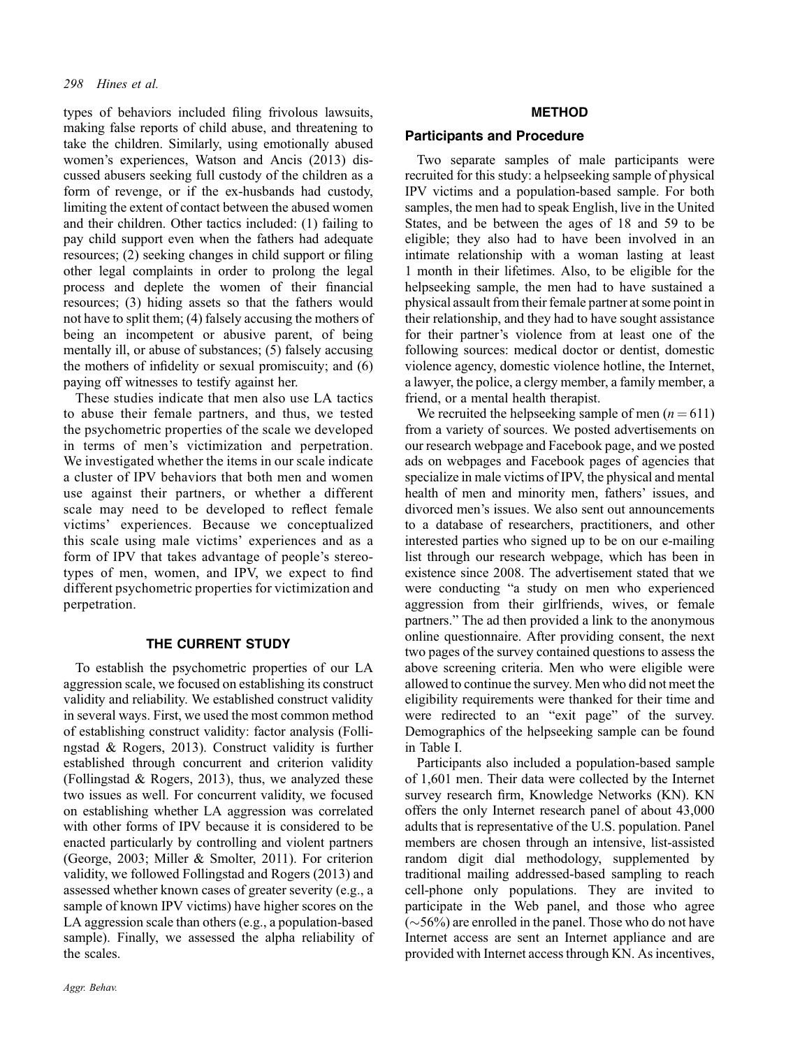types of behaviors included filing frivolous lawsuits, making false reports of child abuse, and threatening to take the children. Similarly, using emotionally abused women's experiences, Watson and Ancis (2013) discussed abusers seeking full custody of the children as a form of revenge, or if the ex-husbands had custody, limiting the extent of contact between the abused women and their children. Other tactics included: (1) failing to pay child support even when the fathers had adequate resources; (2) seeking changes in child support or filing other legal complaints in order to prolong the legal process and deplete the women of their financial resources; (3) hiding assets so that the fathers would not have to split them; (4) falsely accusing the mothers of being an incompetent or abusive parent, of being mentally ill, or abuse of substances; (5) falsely accusing the mothers of infidelity or sexual promiscuity; and (6) paying off witnesses to testify against her.

These studies indicate that men also use LA tactics to abuse their female partners, and thus, we tested the psychometric properties of the scale we developed in terms of men's victimization and perpetration. We investigated whether the items in our scale indicate a cluster of IPV behaviors that both men and women use against their partners, or whether a different scale may need to be developed to reflect female victims' experiences. Because we conceptualized this scale using male victims' experiences and as a form of IPV that takes advantage of people's stereotypes of men, women, and IPV, we expect to find different psychometric properties for victimization and perpetration.

## THE CURRENT STUDY

To establish the psychometric properties of our LA aggression scale, we focused on establishing its construct validity and reliability. We established construct validity in several ways. First, we used the most common method of establishing construct validity: factor analysis (Follingstad & Rogers, 2013). Construct validity is further established through concurrent and criterion validity (Follingstad & Rogers, 2013), thus, we analyzed these two issues as well. For concurrent validity, we focused on establishing whether LA aggression was correlated with other forms of IPV because it is considered to be enacted particularly by controlling and violent partners (George, 2003; Miller & Smolter, 2011). For criterion validity, we followed Follingstad and Rogers (2013) and assessed whether known cases of greater severity (e.g., a sample of known IPV victims) have higher scores on the LA aggression scale than others (e.g., a population-based sample). Finally, we assessed the alpha reliability of the scales.

## METHOD

### Participants and Procedure

Two separate samples of male participants were recruited for this study: a helpseeking sample of physical IPV victims and a population-based sample. For both samples, the men had to speak English, live in the United States, and be between the ages of 18 and 59 to be eligible; they also had to have been involved in an intimate relationship with a woman lasting at least 1 month in their lifetimes. Also, to be eligible for the helpseeking sample, the men had to have sustained a physical assault from their female partner at some point in their relationship, and they had to have sought assistance for their partner's violence from at least one of the following sources: medical doctor or dentist, domestic violence agency, domestic violence hotline, the Internet, a lawyer, the police, a clergy member, a family member, a friend, or a mental health therapist.

We recruited the helpseeking sample of men ($n = 611$) from a variety of sources. We posted advertisements on our research webpage and Facebook page, and we posted ads on webpages and Facebook pages of agencies that specialize in male victims of IPV, the physical and mental health of men and minority men, fathers' issues, and divorced men's issues. We also sent out announcements to a database of researchers, practitioners, and other interested parties who signed up to be on our e-mailing list through our research webpage, which has been in existence since 2008. The advertisement stated that we were conducting "a study on men who experienced aggression from their girlfriends, wives, or female partners." The ad then provided a link to the anonymous online questionnaire. After providing consent, the next two pages of the survey contained questions to assess the above screening criteria. Men who were eligible were allowed to continue the survey. Men who did not meet the eligibility requirements were thanked for their time and were redirected to an "exit page" of the survey. Demographics of the helpseeking sample can be found in Table I.

Participants also included a population-based sample of 1,601 men. Their data were collected by the Internet survey research firm, Knowledge Networks (KN). KN offers the only Internet research panel of about 43,000 adults that is representative of the U.S. population. Panel members are chosen through an intensive, list-assisted random digit dial methodology, supplemented by traditional mailing addressed-based sampling to reach cell-phone only populations. They are invited to participate in the Web panel, and those who agree (~56%) are enrolled in the panel. Those who do not have Internet access are sent an Internet appliance and are provided with Internet access through KN. As incentives,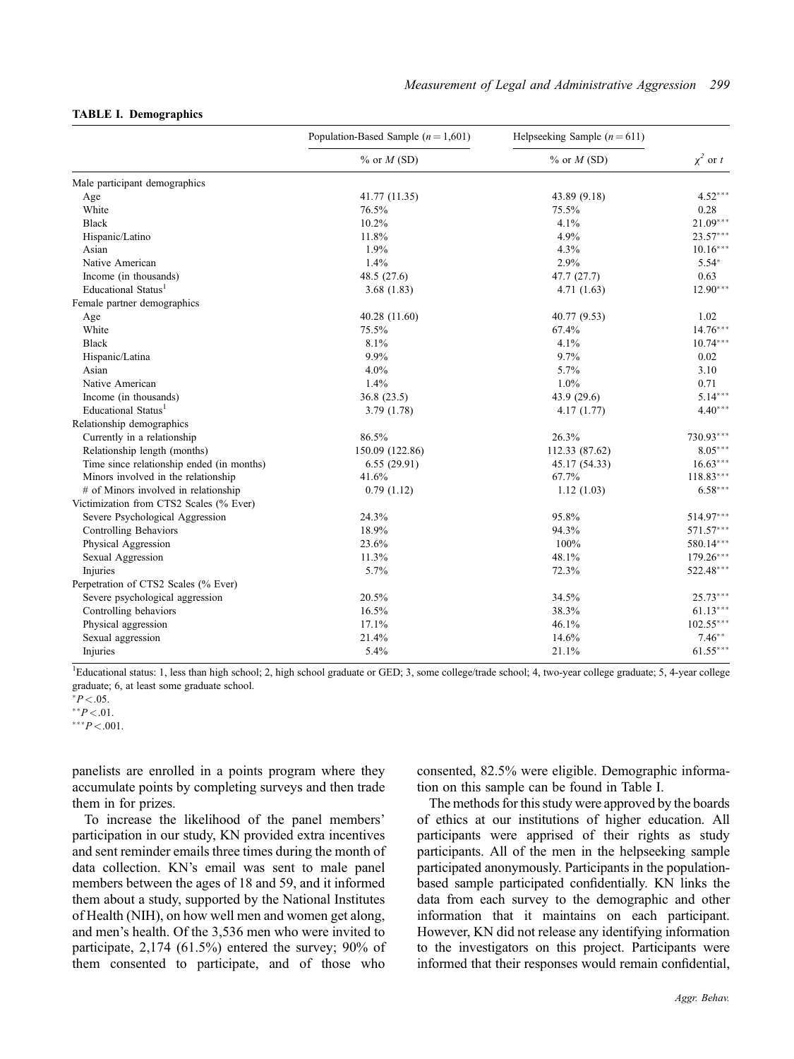**TABLE I. Demographics**

| | Population-Based Sample ($n = 1{,}601$) | Helpseeking Sample ($n = 611$) | |
|---|---|---|---|
| | % or *M* (SD) | % or *M* (SD) | $\chi^2$ or *t* |
| Male participant demographics | | | |
| Age | 41.77 (11.35) | 43.89 (9.18) | 4.52*** |
| White | 76.5% | 75.5% | 0.28 |
| Black | 10.2% | 4.1% | 21.09*** |
| Hispanic/Latino | 11.8% | 4.9% | 23.57*** |
| Asian | 1.9% | 4.3% | 10.16*** |
| Native American | 1.4% | 2.9% | 5.54* |
| Income (in thousands) | 48.5 (27.6) | 47.7 (27.7) | 0.63 |
| Educational Status[1] | 3.68 (1.83) | 4.71 (1.63) | 12.90*** |
| Female partner demographics | | | |
| Age | 40.28 (11.60) | 40.77 (9.53) | 1.02 |
| White | 75.5% | 67.4% | 14.76*** |
| Black | 8.1% | 4.1% | 10.74*** |
| Hispanic/Latina | 9.9% | 9.7% | 0.02 |
| Asian | 4.0% | 5.7% | 3.10 |
| Native American | 1.4% | 1.0% | 0.71 |
| Income (in thousands) | 36.8 (23.5) | 43.9 (29.6) | 5.14*** |
| Educational Status[1] | 3.79 (1.78) | 4.17 (1.77) | 4.40*** |
| Relationship demographics | | | |
| Currently in a relationship | 86.5% | 26.3% | 730.93*** |
| Relationship length (months) | 150.09 (122.86) | 112.33 (87.62) | 8.05*** |
| Time since relationship ended (in months) | 6.55 (29.91) | 45.17 (54.33) | 16.63*** |
| Minors involved in the relationship | 41.6% | 67.7% | 118.83*** |
| # of Minors involved in relationship | 0.79 (1.12) | 1.12 (1.03) | 6.58*** |
| Victimization from CTS2 Scales (% Ever) | | | |
| Severe Psychological Aggression | 24.3% | 95.8% | 514.97*** |
| Controlling Behaviors | 18.9% | 94.3% | 571.57*** |
| Physical Aggression | 23.6% | 100% | 580.14*** |
| Sexual Aggression | 11.3% | 48.1% | 179.26*** |
| Injuries | 5.7% | 72.3% | 522.48*** |
| Perpetration of CTS2 Scales (% Ever) | | | |
| Severe psychological aggression | 20.5% | 34.5% | 25.73*** |
| Controlling behaviors | 16.5% | 38.3% | 61.13*** |
| Physical aggression | 17.1% | 46.1% | 102.55*** |
| Sexual aggression | 21.4% | 14.6% | 7.46** |
| Injuries | 5.4% | 21.1% | 61.55*** |

[1]Educational status: 1, less than high school; 2, high school graduate or GED; 3, some college/trade school; 4, two-year college graduate; 5, 4-year college graduate; 6, at least some graduate school.

*$P < .05$.

**$P < .01$.

***$P < .001$.

panelists are enrolled in a points program where they accumulate points by completing surveys and then trade them in for prizes.

To increase the likelihood of the panel members' participation in our study, KN provided extra incentives and sent reminder emails three times during the month of data collection. KN's email was sent to male panel members between the ages of 18 and 59, and it informed them about a study, supported by the National Institutes of Health (NIH), on how well men and women get along, and men's health. Of the 3,536 men who were invited to participate, 2,174 (61.5%) entered the survey; 90% of them consented to participate, and of those who consented, 82.5% were eligible. Demographic information on this sample can be found in Table I.

The methods for this study were approved by the boards of ethics at our institutions of higher education. All participants were apprised of their rights as study participants. All of the men in the helpseeking sample participated anonymously. Participants in the population-based sample participated confidentially. KN links the data from each survey to the demographic and other information that it maintains on each participant. However, KN did not release any identifying information to the investigators on this project. Participants were informed that their responses would remain confidential,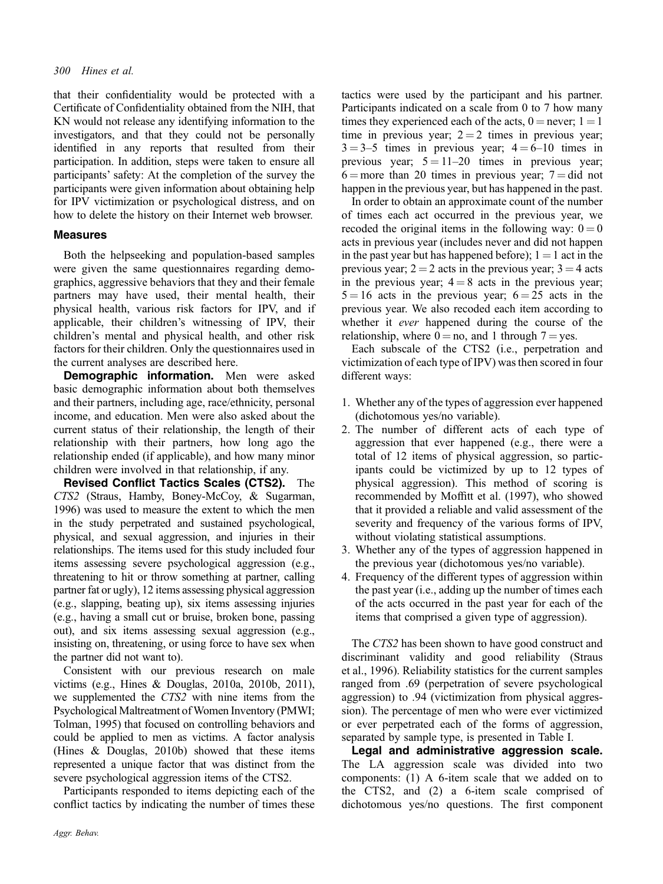that their confidentiality would be protected with a Certificate of Confidentiality obtained from the NIH, that KN would not release any identifying information to the investigators, and that they could not be personally identified in any reports that resulted from their participation. In addition, steps were taken to ensure all participants' safety: At the completion of the survey the participants were given information about obtaining help for IPV victimization or psychological distress, and on how to delete the history on their Internet web browser.

### Measures

Both the helpseeking and population-based samples were given the same questionnaires regarding demographics, aggressive behaviors that they and their female partners may have used, their mental health, their physical health, various risk factors for IPV, and if applicable, their children's witnessing of IPV, their children's mental and physical health, and other risk factors for their children. Only the questionnaires used in the current analyses are described here.

**Demographic information.** Men were asked basic demographic information about both themselves and their partners, including age, race/ethnicity, personal income, and education. Men were also asked about the current status of their relationship, the length of their relationship with their partners, how long ago the relationship ended (if applicable), and how many minor children were involved in that relationship, if any.

**Revised Conflict Tactics Scales (CTS2).** The *CTS2* (Straus, Hamby, Boney-McCoy, & Sugarman, 1996) was used to measure the extent to which the men in the study perpetrated and sustained psychological, physical, and sexual aggression, and injuries in their relationships. The items used for this study included four items assessing severe psychological aggression (e.g., threatening to hit or throw something at partner, calling partner fat or ugly), 12 items assessing physical aggression (e.g., slapping, beating up), six items assessing injuries (e.g., having a small cut or bruise, broken bone, passing out), and six items assessing sexual aggression (e.g., insisting on, threatening, or using force to have sex when the partner did not want to).

Consistent with our previous research on male victims (e.g., Hines & Douglas, 2010a, 2010b, 2011), we supplemented the *CTS2* with nine items from the Psychological Maltreatment of Women Inventory (PMWI; Tolman, 1995) that focused on controlling behaviors and could be applied to men as victims. A factor analysis (Hines & Douglas, 2010b) showed that these items represented a unique factor that was distinct from the severe psychological aggression items of the CTS2.

Participants responded to items depicting each of the conflict tactics by indicating the number of times these tactics were used by the participant and his partner. Participants indicated on a scale from 0 to 7 how many times they experienced each of the acts, 0 = never; 1 = 1 time in previous year; 2 = 2 times in previous year; 3 = 3–5 times in previous year; 4 = 6–10 times in previous year; 5 = 11–20 times in previous year; 6 = more than 20 times in previous year; 7 = did not happen in the previous year, but has happened in the past.

In order to obtain an approximate count of the number of times each act occurred in the previous year, we recoded the original items in the following way: 0 = 0 acts in previous year (includes never and did not happen in the past year but has happened before); 1 = 1 act in the previous year; 2 = 2 acts in the previous year; 3 = 4 acts in the previous year; 4 = 8 acts in the previous year; 5 = 16 acts in the previous year; 6 = 25 acts in the previous year. We also recoded each item according to whether it *ever* happened during the course of the relationship, where 0 = no, and 1 through 7 = yes.

Each subscale of the CTS2 (i.e., perpetration and victimization of each type of IPV) was then scored in four different ways:

1. Whether any of the types of aggression ever happened (dichotomous yes/no variable).
2. The number of different acts of each type of aggression that ever happened (e.g., there were a total of 12 items of physical aggression, so participants could be victimized by up to 12 types of physical aggression). This method of scoring is recommended by Moffitt et al. (1997), who showed that it provided a reliable and valid assessment of the severity and frequency of the various forms of IPV, without violating statistical assumptions.
3. Whether any of the types of aggression happened in the previous year (dichotomous yes/no variable).
4. Frequency of the different types of aggression within the past year (i.e., adding up the number of times each of the acts occurred in the past year for each of the items that comprised a given type of aggression).

The *CTS2* has been shown to have good construct and discriminant validity and good reliability (Straus et al., 1996). Reliability statistics for the current samples ranged from .69 (perpetration of severe psychological aggression) to .94 (victimization from physical aggression). The percentage of men who were ever victimized or ever perpetrated each of the forms of aggression, separated by sample type, is presented in Table I.

**Legal and administrative aggression scale.** The LA aggression scale was divided into two components: (1) A 6-item scale that we added on to the CTS2, and (2) a 6-item scale comprised of dichotomous yes/no questions. The first component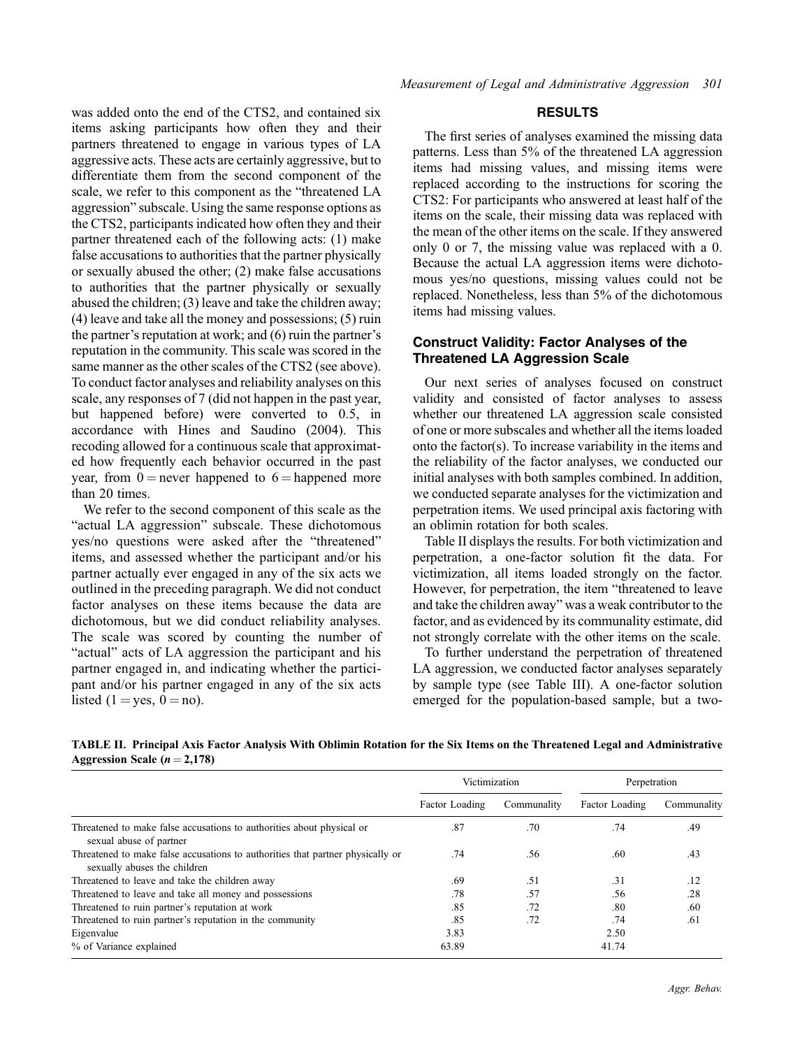was added onto the end of the CTS2, and contained six items asking participants how often they and their partners threatened to engage in various types of LA aggressive acts. These acts are certainly aggressive, but to differentiate them from the second component of the scale, we refer to this component as the "threatened LA aggression" subscale. Using the same response options as the CTS2, participants indicated how often they and their partner threatened each of the following acts: (1) make false accusations to authorities that the partner physically or sexually abused the other; (2) make false accusations to authorities that the partner physically or sexually abused the children; (3) leave and take the children away; (4) leave and take all the money and possessions; (5) ruin the partner's reputation at work; and (6) ruin the partner's reputation in the community. This scale was scored in the same manner as the other scales of the CTS2 (see above). To conduct factor analyses and reliability analyses on this scale, any responses of 7 (did not happen in the past year, but happened before) were converted to 0.5, in accordance with Hines and Saudino (2004). This recoding allowed for a continuous scale that approximated how frequently each behavior occurred in the past year, from 0 = never happened to 6 = happened more than 20 times.

We refer to the second component of this scale as the "actual LA aggression" subscale. These dichotomous yes/no questions were asked after the "threatened" items, and assessed whether the participant and/or his partner actually ever engaged in any of the six acts we outlined in the preceding paragraph. We did not conduct factor analyses on these items because the data are dichotomous, but we did conduct reliability analyses. The scale was scored by counting the number of "actual" acts of LA aggression the participant and his partner engaged in, and indicating whether the participant and/or his partner engaged in any of the six acts listed (1 = yes, 0 = no).

## RESULTS

The first series of analyses examined the missing data patterns. Less than 5% of the threatened LA aggression items had missing values, and missing items were replaced according to the instructions for scoring the CTS2: For participants who answered at least half of the items on the scale, their missing data was replaced with the mean of the other items on the scale. If they answered only 0 or 7, the missing value was replaced with a 0. Because the actual LA aggression items were dichotomous yes/no questions, missing values could not be replaced. Nonetheless, less than 5% of the dichotomous items had missing values.

### Construct Validity: Factor Analyses of the Threatened LA Aggression Scale

Our next series of analyses focused on construct validity and consisted of factor analyses to assess whether our threatened LA aggression scale consisted of one or more subscales and whether all the items loaded onto the factor(s). To increase variability in the items and the reliability of the factor analyses, we conducted our initial analyses with both samples combined. In addition, we conducted separate analyses for the victimization and perpetration items. We used principal axis factoring with an oblimin rotation for both scales.

Table II displays the results. For both victimization and perpetration, a one-factor solution fit the data. For victimization, all items loaded strongly on the factor. However, for perpetration, the item "threatened to leave and take the children away" was a weak contributor to the factor, and as evidenced by its communality estimate, did not strongly correlate with the other items on the scale.

To further understand the perpetration of threatened LA aggression, we conducted factor analyses separately by sample type (see Table III). A one-factor solution emerged for the population-based sample, but a two-

**TABLE II. Principal Axis Factor Analysis With Oblimin Rotation for the Six Items on the Threatened Legal and Administrative Aggression Scale ($n = 2{,}178$)**

| | Victimization | | Perpetration | |
|---|---|---|---|---|
| | Factor Loading | Communality | Factor Loading | Communality |
| Threatened to make false accusations to authorities about physical or sexual abuse of partner | .87 | .70 | .74 | .49 |
| Threatened to make false accusations to authorities that partner physically or sexually abuses the children | .74 | .56 | .60 | .43 |
| Threatened to leave and take the children away | .69 | .51 | .31 | .12 |
| Threatened to leave and take all money and possessions | .78 | .57 | .56 | .28 |
| Threatened to ruin partner's reputation at work | .85 | .72 | .80 | .60 |
| Threatened to ruin partner's reputation in the community | .85 | .72 | .74 | .61 |
| Eigenvalue | 3.83 | | 2.50 | |
| % of Variance explained | 63.89 | | 41.74 | |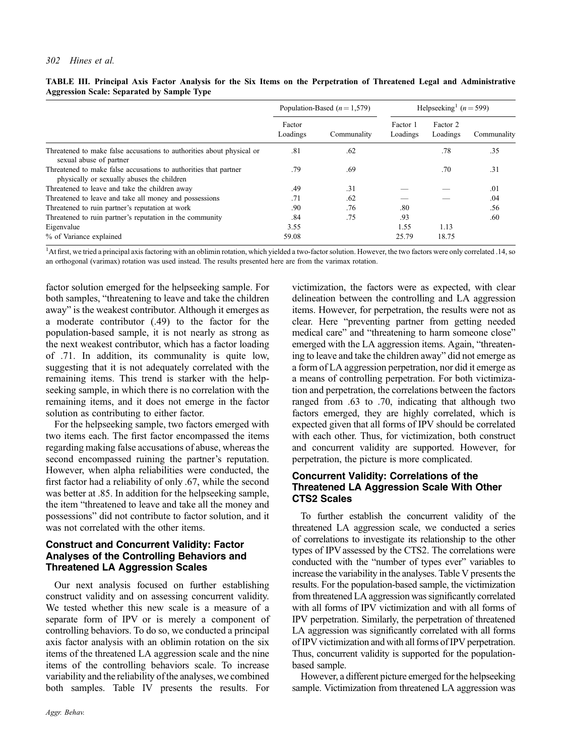**TABLE III. Principal Axis Factor Analysis for the Six Items on the Perpetration of Threatened Legal and Administrative Aggression Scale: Separated by Sample Type**

| | Population-Based ($n = 1{,}579$) | | Helpseeking[1] ($n = 599$) | | |
|---|---|---|---|---|---|
| | Factor Loadings | Communality | Factor 1 Loadings | Factor 2 Loadings | Communality |
| Threatened to make false accusations to authorities about physical or sexual abuse of partner | .81 | .62 | | .78 | .35 |
| Threatened to make false accusations to authorities that partner physically or sexually abuses the children | .79 | .69 | | .70 | .31 |
| Threatened to leave and take the children away | .49 | .31 | — | — | .01 |
| Threatened to leave and take all money and possessions | .71 | .62 | — | — | .04 |
| Threatened to ruin partner's reputation at work | .90 | .76 | .80 | | .56 |
| Threatened to ruin partner's reputation in the community | .84 | .75 | .93 | | .60 |
| Eigenvalue | 3.55 | | 1.55 | 1.13 | |
| % of Variance explained | 59.08 | | 25.79 | 18.75 | |

[1]At first, we tried a principal axis factoring with an oblimin rotation, which yielded a two-factor solution. However, the two factors were only correlated .14, so an orthogonal (varimax) rotation was used instead. The results presented here are from the varimax rotation.

factor solution emerged for the helpseeking sample. For both samples, "threatening to leave and take the children away" is the weakest contributor. Although it emerges as a moderate contributor (.49) to the factor for the population-based sample, it is not nearly as strong as the next weakest contributor, which has a factor loading of .71. In addition, its communality is quite low, suggesting that it is not adequately correlated with the remaining items. This trend is starker with the helpseeking sample, in which there is no correlation with the remaining items, and it does not emerge in the factor solution as contributing to either factor.

For the helpseeking sample, two factors emerged with two items each. The first factor encompassed the items regarding making false accusations of abuse, whereas the second encompassed ruining the partner's reputation. However, when alpha reliabilities were conducted, the first factor had a reliability of only .67, while the second was better at .85. In addition for the helpseeking sample, the item "threatened to leave and take all the money and possessions" did not contribute to factor solution, and it was not correlated with the other items.

## Construct and Concurrent Validity: Factor Analyses of the Controlling Behaviors and Threatened LA Aggression Scales

Our next analysis focused on further establishing construct validity and on assessing concurrent validity. We tested whether this new scale is a measure of a separate form of IPV or is merely a component of controlling behaviors. To do so, we conducted a principal axis factor analysis with an oblimin rotation on the six items of the threatened LA aggression scale and the nine items of the controlling behaviors scale. To increase variability and the reliability of the analyses, we combined both samples. Table IV presents the results. For victimization, the factors were as expected, with clear delineation between the controlling and LA aggression items. However, for perpetration, the results were not as clear. Here "preventing partner from getting needed medical care" and "threatening to harm someone close" emerged with the LA aggression items. Again, "threatening to leave and take the children away" did not emerge as a form of LA aggression perpetration, nor did it emerge as a means of controlling perpetration. For both victimization and perpetration, the correlations between the factors ranged from .63 to .70, indicating that although two factors emerged, they are highly correlated, which is expected given that all forms of IPV should be correlated with each other. Thus, for victimization, both construct and concurrent validity are supported. However, for perpetration, the picture is more complicated.

## Concurrent Validity: Correlations of the Threatened LA Aggression Scale With Other CTS2 Scales

To further establish the concurrent validity of the threatened LA aggression scale, we conducted a series of correlations to investigate its relationship to the other types of IPV assessed by the CTS2. The correlations were conducted with the "number of types ever" variables to increase the variability in the analyses. Table V presents the results. For the population-based sample, the victimization from threatened LA aggression was significantly correlated with all forms of IPV victimization and with all forms of IPV perpetration. Similarly, the perpetration of threatened LA aggression was significantly correlated with all forms of IPV victimization and with all forms of IPV perpetration. Thus, concurrent validity is supported for the population-based sample.

However, a different picture emerged for the helpseeking sample. Victimization from threatened LA aggression was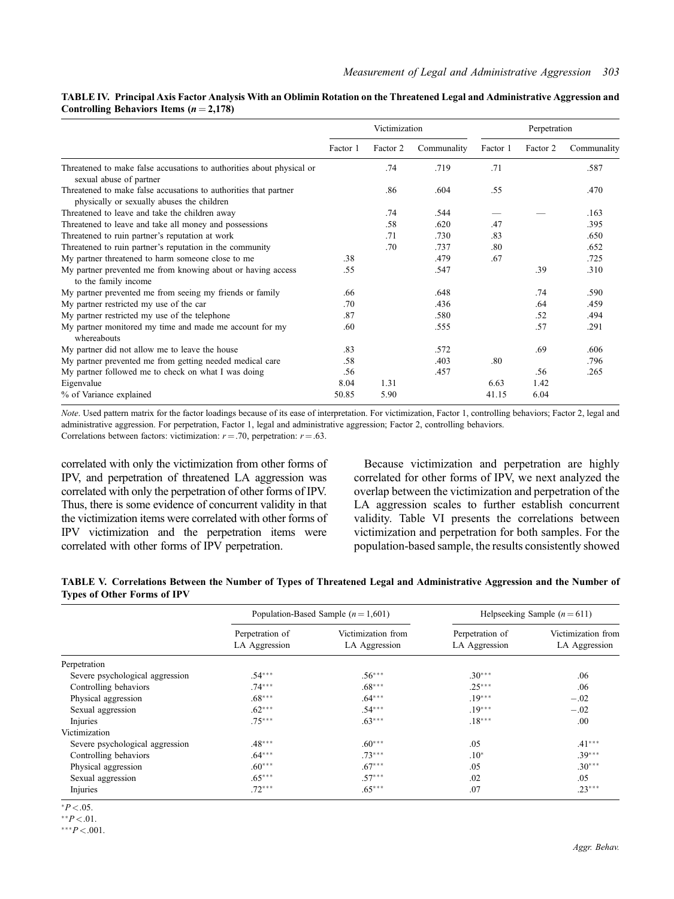**TABLE IV. Principal Axis Factor Analysis With an Oblimin Rotation on the Threatened Legal and Administrative Aggression and Controlling Behaviors Items ($n = 2{,}178$)**

| | Victimization | | | Perpetration | | |
|---|---|---|---|---|---|---|
| | Factor 1 | Factor 2 | Communality | Factor 1 | Factor 2 | Communality |
| Threatened to make false accusations to authorities about physical or sexual abuse of partner | | .74 | .719 | .71 | | .587 |
| Threatened to make false accusations to authorities that partner physically or sexually abuses the children | | .86 | .604 | .55 | | .470 |
| Threatened to leave and take the children away | | .74 | .544 | — | — | .163 |
| Threatened to leave and take all money and possessions | | .58 | .620 | .47 | | .395 |
| Threatened to ruin partner's reputation at work | | .71 | .730 | .83 | | .650 |
| Threatened to ruin partner's reputation in the community | | .70 | .737 | .80 | | .652 |
| My partner threatened to harm someone close to me | .38 | | .479 | .67 | | .725 |
| My partner prevented me from knowing about or having access to the family income | .55 | | .547 | | .39 | .310 |
| My partner prevented me from seeing my friends or family | .66 | | .648 | | .74 | .590 |
| My partner restricted my use of the car | .70 | | .436 | | .64 | .459 |
| My partner restricted my use of the telephone | .87 | | .580 | | .52 | .494 |
| My partner monitored my time and made me account for my whereabouts | .60 | | .555 | | .57 | .291 |
| My partner did not allow me to leave the house | .83 | | .572 | | .69 | .606 |
| My partner prevented me from getting needed medical care | .58 | | .403 | .80 | | .796 |
| My partner followed me to check on what I was doing | .56 | | .457 | | .56 | .265 |
| Eigenvalue | 8.04 | 1.31 | | 6.63 | 1.42 | |
| % of Variance explained | 50.85 | 5.90 | | 41.15 | 6.04 | |

*Note*. Used pattern matrix for the factor loadings because of its ease of interpretation. For victimization, Factor 1, controlling behaviors; Factor 2, legal and administrative aggression. For perpetration, Factor 1, legal and administrative aggression; Factor 2, controlling behaviors.
Correlations between factors: victimization: $r = .70$, perpetration: $r = .63$.

correlated with only the victimization from other forms of IPV, and perpetration of threatened LA aggression was correlated with only the perpetration of other forms of IPV. Thus, there is some evidence of concurrent validity in that the victimization items were correlated with other forms of IPV victimization and the perpetration items were correlated with other forms of IPV perpetration.

Because victimization and perpetration are highly correlated for other forms of IPV, we next analyzed the overlap between the victimization and perpetration of the LA aggression scales to further establish concurrent validity. Table VI presents the correlations between victimization and perpetration for both samples. For the population-based sample, the results consistently showed

**TABLE V. Correlations Between the Number of Types of Threatened Legal and Administrative Aggression and the Number of Types of Other Forms of IPV**

| | Population-Based Sample ($n = 1{,}601$) | | Helpseeking Sample ($n = 611$) | |
|---|---|---|---|---|
| | Perpetration of LA Aggression | Victimization from LA Aggression | Perpetration of LA Aggression | Victimization from LA Aggression |
| Perpetration | | | | |
| Severe psychological aggression | .54*** | .56*** | .30*** | .06 |
| Controlling behaviors | .74*** | .68*** | .25*** | .06 |
| Physical aggression | .68*** | .64*** | .19*** | −.02 |
| Sexual aggression | .62*** | .54*** | .19*** | −.02 |
| Injuries | .75*** | .63*** | .18*** | .00 |
| Victimization | | | | |
| Severe psychological aggression | .48*** | .60*** | .05 | .41*** |
| Controlling behaviors | .64*** | .73*** | .10* | .39*** |
| Physical aggression | .60*** | .67*** | .05 | .30*** |
| Sexual aggression | .65*** | .57*** | .02 | .05 |
| Injuries | .72*** | .65*** | .07 | .23*** |

*$P < .05$.
**$P < .01$.
***$P < .001$.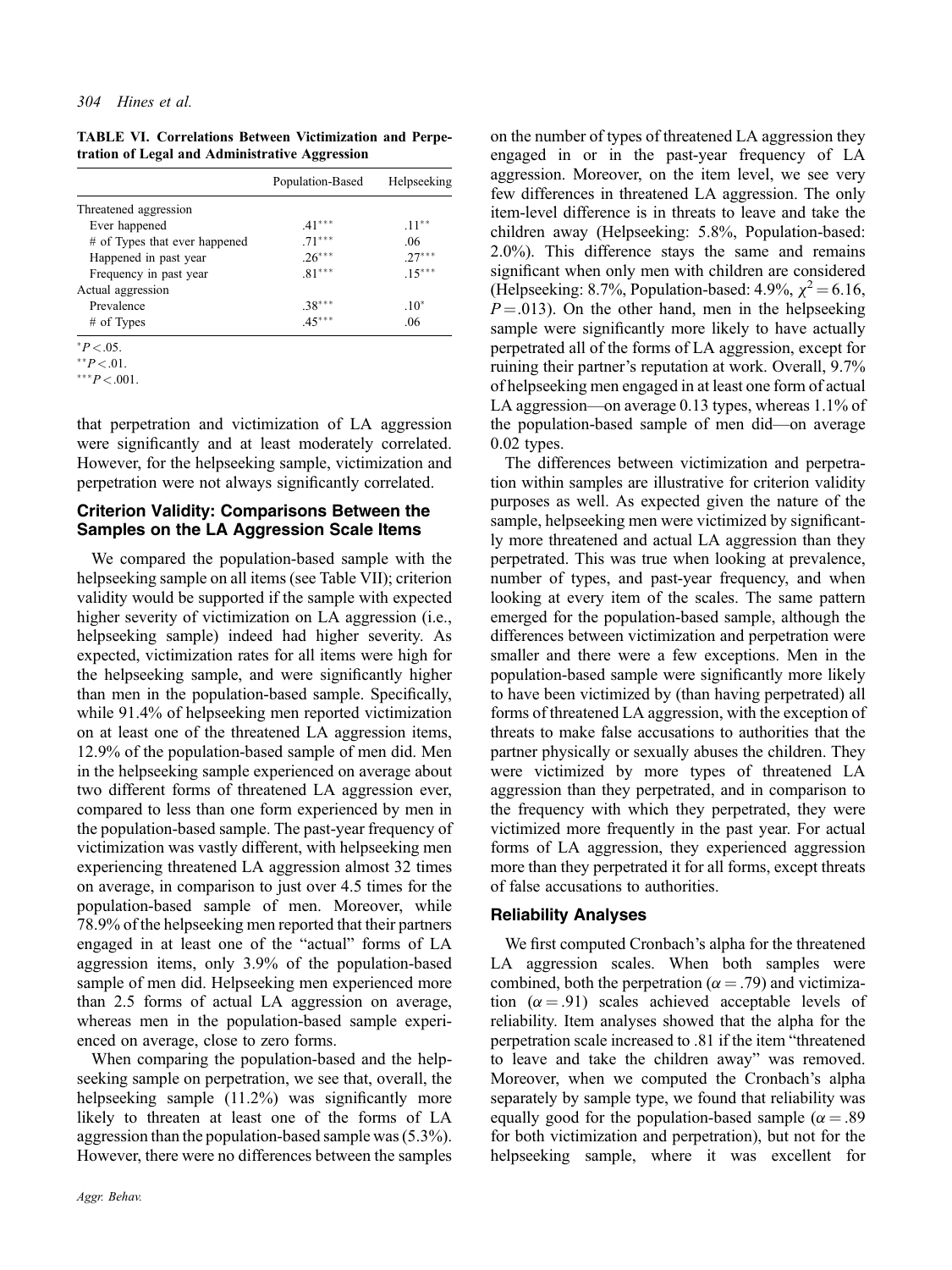**TABLE VI. Correlations Between Victimization and Perpetration of Legal and Administrative Aggression**

| | Population-Based | Helpseeking |
|---|---|---|
| Threatened aggression | | |
| Ever happened | .41*** | .11** |
| # of Types that ever happened | .71*** | .06 |
| Happened in past year | .26*** | .27*** |
| Frequency in past year | .81*** | .15*** |
| Actual aggression | | |
| Prevalence | .38*** | .10* |
| # of Types | .45*** | .06 |

*$P < .05$.
**$P < .01$.
***$P < .001$.

that perpetration and victimization of LA aggression were significantly and at least moderately correlated. However, for the helpseeking sample, victimization and perpetration were not always significantly correlated.

## Criterion Validity: Comparisons Between the Samples on the LA Aggression Scale Items

We compared the population-based sample with the helpseeking sample on all items (see Table VII); criterion validity would be supported if the sample with expected higher severity of victimization on LA aggression (i.e., helpseeking sample) indeed had higher severity. As expected, victimization rates for all items were high for the helpseeking sample, and were significantly higher than men in the population-based sample. Specifically, while 91.4% of helpseeking men reported victimization on at least one of the threatened LA aggression items, 12.9% of the population-based sample of men did. Men in the helpseeking sample experienced on average about two different forms of threatened LA aggression ever, compared to less than one form experienced by men in the population-based sample. The past-year frequency of victimization was vastly different, with helpseeking men experiencing threatened LA aggression almost 32 times on average, in comparison to just over 4.5 times for the population-based sample of men. Moreover, while 78.9% of the helpseeking men reported that their partners engaged in at least one of the "actual" forms of LA aggression items, only 3.9% of the population-based sample of men did. Helpseeking men experienced more than 2.5 forms of actual LA aggression on average, whereas men in the population-based sample experienced on average, close to zero forms.

When comparing the population-based and the helpseeking sample on perpetration, we see that, overall, the helpseeking sample (11.2%) was significantly more likely to threaten at least one of the forms of LA aggression than the population-based sample was (5.3%). However, there were no differences between the samples on the number of types of threatened LA aggression they engaged in or in the past-year frequency of LA aggression. Moreover, on the item level, we see very few differences in threatened LA aggression. The only item-level difference is in threats to leave and take the children away (Helpseeking: 5.8%, Population-based: 2.0%). This difference stays the same and remains significant when only men with children are considered (Helpseeking: 8.7%, Population-based: 4.9%, $\chi^2 = 6.16$, $P = .013$). On the other hand, men in the helpseeking sample were significantly more likely to have actually perpetrated all of the forms of LA aggression, except for ruining their partner's reputation at work. Overall, 9.7% of helpseeking men engaged in at least one form of actual LA aggression—on average 0.13 types, whereas 1.1% of the population-based sample of men did—on average 0.02 types.

The differences between victimization and perpetration within samples are illustrative for criterion validity purposes as well. As expected given the nature of the sample, helpseeking men were victimized by significantly more threatened and actual LA aggression than they perpetrated. This was true when looking at prevalence, number of types, and past-year frequency, and when looking at every item of the scales. The same pattern emerged for the population-based sample, although the differences between victimization and perpetration were smaller and there were a few exceptions. Men in the population-based sample were significantly more likely to have been victimized by (than having perpetrated) all forms of threatened LA aggression, with the exception of threats to make false accusations to authorities that the partner physically or sexually abuses the children. They were victimized by more types of threatened LA aggression than they perpetrated, and in comparison to the frequency with which they perpetrated, they were victimized more frequently in the past year. For actual forms of LA aggression, they experienced aggression more than they perpetrated it for all forms, except threats of false accusations to authorities.

## Reliability Analyses

We first computed Cronbach's alpha for the threatened LA aggression scales. When both samples were combined, both the perpetration ($\alpha = .79$) and victimization ($\alpha = .91$) scales achieved acceptable levels of reliability. Item analyses showed that the alpha for the perpetration scale increased to .81 if the item "threatened to leave and take the children away" was removed. Moreover, when we computed the Cronbach's alpha separately by sample type, we found that reliability was equally good for the population-based sample ($\alpha = .89$ for both victimization and perpetration), but not for the helpseeking sample, where it was excellent for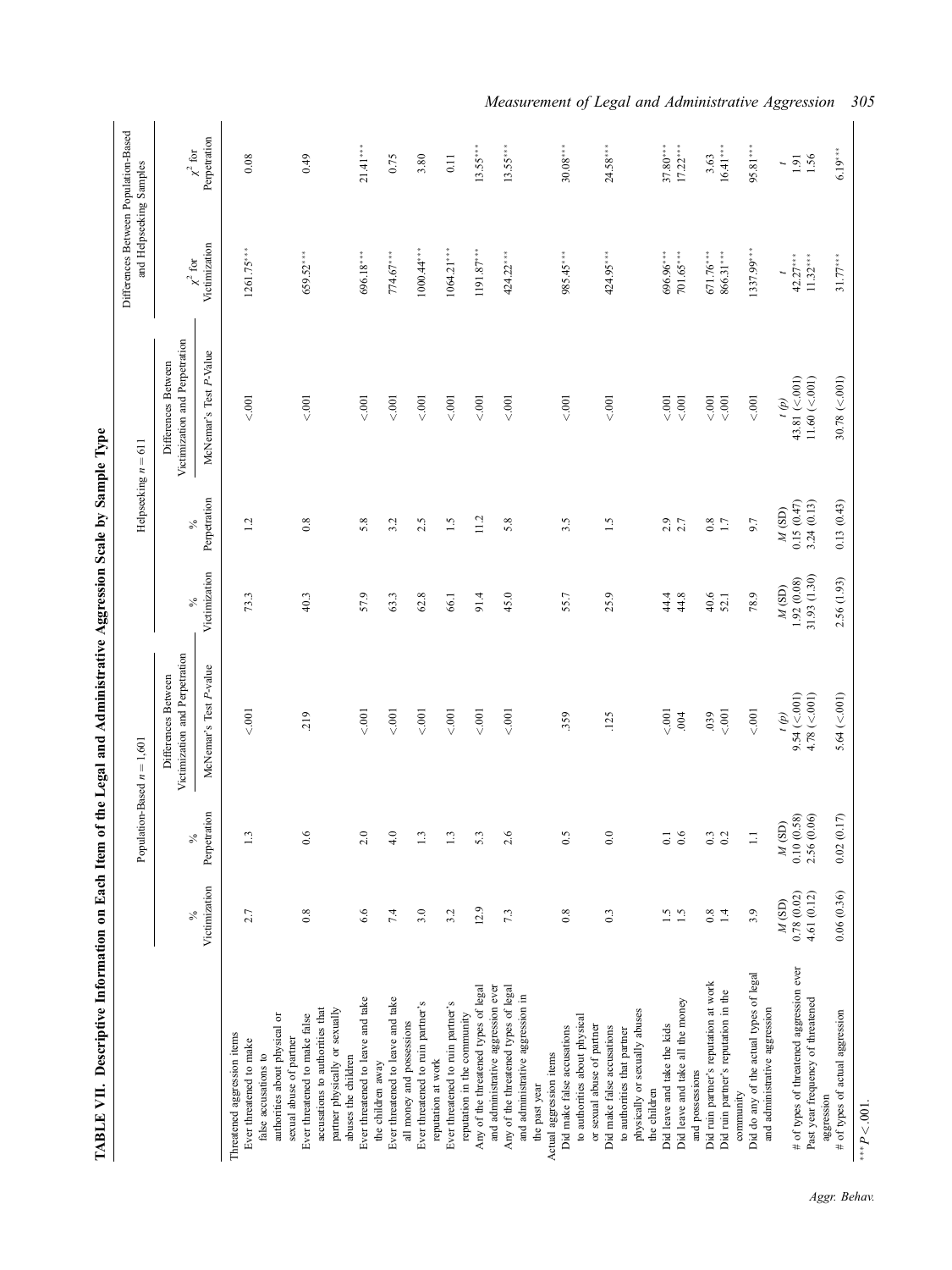**TABLE VII. Descriptive Information on Each Item of the Legal and Administrative Aggression Scale by Sample Type**

| | Population-Based $n = 1{,}601$ | | | Helpseeking $n = 611$ | | | Differences Between Population-Based and Helpseeking Samples | |
|---|---|---|---|---|---|---|---|---|
| | % Victimization | % Perpetration | Differences Between Victimization and Perpetration McNemar's Test *P*-value | % Victimization | % Perpetration | Differences Between Victimization and Perpetration McNemar's Test *P*-Value | $\chi^2$ for Victimization | $\chi^2$ for Perpetration |
| Threatened aggression items | | | | | | | | |
| Ever threatened to make false accusations to authorities about physical or sexual abuse of partner | 2.7 | 1.3 | <.001 | 73.3 | 1.2 | <.001 | 1261.75*** | 0.08 |
| Ever threatened to make false accusations to authorities that partner physically or sexually abuses the children | 0.8 | 0.6 | .219 | 40.3 | 0.8 | <.001 | 659.52*** | 0.49 |
| Ever threatened to leave and take the children away | 6.6 | 2.0 | <.001 | 57.9 | 5.8 | <.001 | 696.18*** | 21.41*** |
| Ever threatened to leave and take all money and possessions | 7.4 | 4.0 | <.001 | 63.3 | 3.2 | <.001 | 774.67*** | 0.75 |
| Ever threatened to ruin partner's reputation at work | 3.0 | 1.3 | <.001 | 62.8 | 2.5 | <.001 | 1000.44*** | 3.80 |
| Ever threatened to ruin partner's reputation in the community | 3.2 | 1.3 | <.001 | 66.1 | 1.5 | <.001 | 1064.21*** | 0.11 |
| Any of the threatened types of legal and administrative aggression ever | 12.9 | 5.3 | <.001 | 91.4 | 11.2 | <.001 | 1191.87*** | 13.55*** |
| Any of the threatened types of legal and administrative aggression in the past year | 7.3 | 2.6 | <.001 | 45.0 | 5.8 | <.001 | 424.22*** | 13.55*** |
| Actual aggression items | | | | | | | | |
| Did make false accusations to authorities about physical or sexual abuse of partner | 0.8 | 0.5 | .359 | 55.7 | 3.5 | <.001 | 985.45*** | 30.08*** |
| Did make false accusations to authorities that partner physically or sexually abuses the children | 0.3 | 0.0 | .125 | 25.9 | 1.5 | <.001 | 424.95*** | 24.58*** |
| Did leave and take the kids | 1.5 | 0.1 | <.001 | 44.4 | 2.9 | <.001 | 696.96*** | 37.80*** |
| Did leave and take all the money and possessions | 1.5 | 0.6 | .004 | 44.8 | 2.7 | <.001 | 701.65*** | 17.22*** |
| Did ruin partner's reputation at work | 0.8 | 0.3 | .039 | 40.6 | 0.8 | <.001 | 671.76*** | 3.63 |
| Did ruin partner's reputation in the community | 1.4 | 0.2 | <.001 | 52.1 | 1.7 | <.001 | 866.31*** | 16.41*** |
| Did do any of the actual types of legal and administrative aggression | 3.9 | 1.1 | <.001 | 78.9 | 9.7 | <.001 | 1337.99*** | 95.81*** |
| | *M* (SD) | *M* (SD) | *t* (*p*) | *M* (SD) | *M* (SD) | *t* (*p*) | *t* | *t* |
| # of types of threatened aggression ever | 0.78 (0.02) | 0.10 (0.58) | 9.54 (<.001) | 1.92 (0.08) | 0.15 (0.47) | 43.81 (<.001) | 42.27*** | 1.91 |
| Past year frequency of threatened aggression | 4.61 (0.12) | 2.56 (0.06) | 4.78 (<.001) | 31.93 (1.30) | 3.24 (0.13) | 11.60 (<.001) | 11.32*** | 1.56 |
| # of types of actual aggression | 0.06 (0.36) | 0.02 (0.17) | 5.64 (<.001) | 2.56 (1.93) | 0.13 (0.43) | 30.78 (<.001) | 31.77*** | 6.19*** |

$^{***}P < .001$.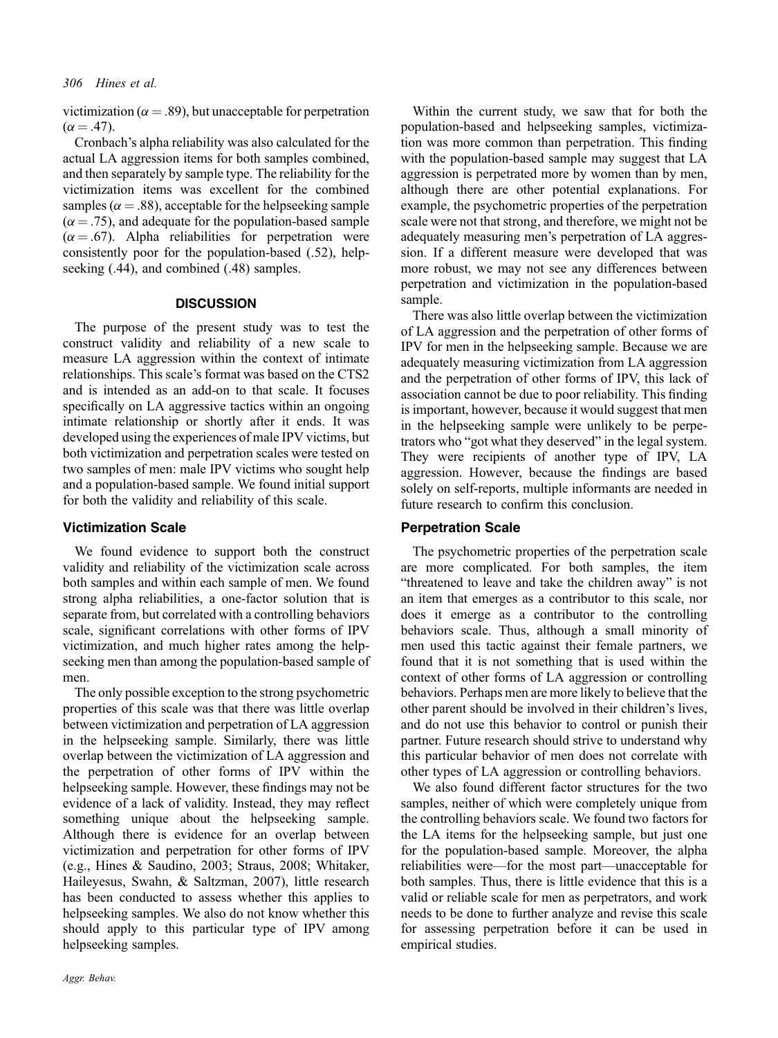victimization ($\alpha = .89$), but unacceptable for perpetration ($\alpha = .47$).

Cronbach's alpha reliability was also calculated for the actual LA aggression items for both samples combined, and then separately by sample type. The reliability for the victimization items was excellent for the combined samples ($\alpha = .88$), acceptable for the helpseeking sample ($\alpha = .75$), and adequate for the population-based sample ($\alpha = .67$). Alpha reliabilities for perpetration were consistently poor for the population-based (.52), helpseeking (.44), and combined (.48) samples.

## DISCUSSION

The purpose of the present study was to test the construct validity and reliability of a new scale to measure LA aggression within the context of intimate relationships. This scale's format was based on the CTS2 and is intended as an add-on to that scale. It focuses specifically on LA aggressive tactics within an ongoing intimate relationship or shortly after it ends. It was developed using the experiences of male IPV victims, but both victimization and perpetration scales were tested on two samples of men: male IPV victims who sought help and a population-based sample. We found initial support for both the validity and reliability of this scale.

### Victimization Scale

We found evidence to support both the construct validity and reliability of the victimization scale across both samples and within each sample of men. We found strong alpha reliabilities, a one-factor solution that is separate from, but correlated with a controlling behaviors scale, significant correlations with other forms of IPV victimization, and much higher rates among the helpseeking men than among the population-based sample of men.

The only possible exception to the strong psychometric properties of this scale was that there was little overlap between victimization and perpetration of LA aggression in the helpseeking sample. Similarly, there was little overlap between the victimization of LA aggression and the perpetration of other forms of IPV within the helpseeking sample. However, these findings may not be evidence of a lack of validity. Instead, they may reflect something unique about the helpseeking sample. Although there is evidence for an overlap between victimization and perpetration for other forms of IPV (e.g., Hines & Saudino, 2003; Straus, 2008; Whitaker, Haileyesus, Swahn, & Saltzman, 2007), little research has been conducted to assess whether this applies to helpseeking samples. We also do not know whether this should apply to this particular type of IPV among helpseeking samples.

Within the current study, we saw that for both the population-based and helpseeking samples, victimization was more common than perpetration. This finding with the population-based sample may suggest that LA aggression is perpetrated more by women than by men, although there are other potential explanations. For example, the psychometric properties of the perpetration scale were not that strong, and therefore, we might not be adequately measuring men's perpetration of LA aggression. If a different measure were developed that was more robust, we may not see any differences between perpetration and victimization in the population-based sample.

There was also little overlap between the victimization of LA aggression and the perpetration of other forms of IPV for men in the helpseeking sample. Because we are adequately measuring victimization from LA aggression and the perpetration of other forms of IPV, this lack of association cannot be due to poor reliability. This finding is important, however, because it would suggest that men in the helpseeking sample were unlikely to be perpetrators who "got what they deserved" in the legal system. They were recipients of another type of IPV, LA aggression. However, because the findings are based solely on self-reports, multiple informants are needed in future research to confirm this conclusion.

### Perpetration Scale

The psychometric properties of the perpetration scale are more complicated. For both samples, the item "threatened to leave and take the children away" is not an item that emerges as a contributor to this scale, nor does it emerge as a contributor to the controlling behaviors scale. Thus, although a small minority of men used this tactic against their female partners, we found that it is not something that is used within the context of other forms of LA aggression or controlling behaviors. Perhaps men are more likely to believe that the other parent should be involved in their children's lives, and do not use this behavior to control or punish their partner. Future research should strive to understand why this particular behavior of men does not correlate with other types of LA aggression or controlling behaviors.

We also found different factor structures for the two samples, neither of which were completely unique from the controlling behaviors scale. We found two factors for the LA items for the helpseeking sample, but just one for the population-based sample. Moreover, the alpha reliabilities were—for the most part—unacceptable for both samples. Thus, there is little evidence that this is a valid or reliable scale for men as perpetrators, and work needs to be done to further analyze and revise this scale for assessing perpetration before it can be used in empirical studies.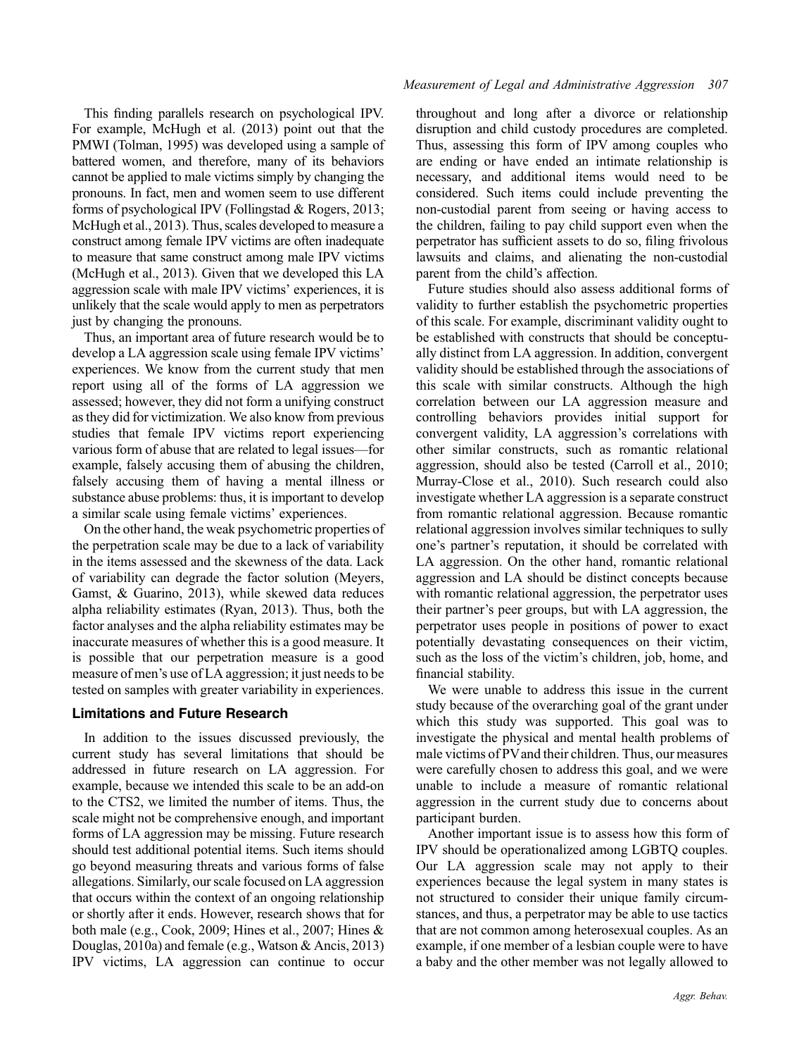This finding parallels research on psychological IPV. For example, McHugh et al. (2013) point out that the PMWI (Tolman, 1995) was developed using a sample of battered women, and therefore, many of its behaviors cannot be applied to male victims simply by changing the pronouns. In fact, men and women seem to use different forms of psychological IPV (Follingstad & Rogers, 2013; McHugh et al., 2013). Thus, scales developed to measure a construct among female IPV victims are often inadequate to measure that same construct among male IPV victims (McHugh et al., 2013). Given that we developed this LA aggression scale with male IPV victims' experiences, it is unlikely that the scale would apply to men as perpetrators just by changing the pronouns.

Thus, an important area of future research would be to develop a LA aggression scale using female IPV victims' experiences. We know from the current study that men report using all of the forms of LA aggression we assessed; however, they did not form a unifying construct as they did for victimization. We also know from previous studies that female IPV victims report experiencing various form of abuse that are related to legal issues—for example, falsely accusing them of abusing the children, falsely accusing them of having a mental illness or substance abuse problems: thus, it is important to develop a similar scale using female victims' experiences.

On the other hand, the weak psychometric properties of the perpetration scale may be due to a lack of variability in the items assessed and the skewness of the data. Lack of variability can degrade the factor solution (Meyers, Gamst, & Guarino, 2013), while skewed data reduces alpha reliability estimates (Ryan, 2013). Thus, both the factor analyses and the alpha reliability estimates may be inaccurate measures of whether this is a good measure. It is possible that our perpetration measure is a good measure of men's use of LA aggression; it just needs to be tested on samples with greater variability in experiences.

## Limitations and Future Research

In addition to the issues discussed previously, the current study has several limitations that should be addressed in future research on LA aggression. For example, because we intended this scale to be an add-on to the CTS2, we limited the number of items. Thus, the scale might not be comprehensive enough, and important forms of LA aggression may be missing. Future research should test additional potential items. Such items should go beyond measuring threats and various forms of false allegations. Similarly, our scale focused on LA aggression that occurs within the context of an ongoing relationship or shortly after it ends. However, research shows that for both male (e.g., Cook, 2009; Hines et al., 2007; Hines & Douglas, 2010a) and female (e.g., Watson & Ancis, 2013) IPV victims, LA aggression can continue to occur throughout and long after a divorce or relationship disruption and child custody procedures are completed. Thus, assessing this form of IPV among couples who are ending or have ended an intimate relationship is necessary, and additional items would need to be considered. Such items could include preventing the non-custodial parent from seeing or having access to the children, failing to pay child support even when the perpetrator has sufficient assets to do so, filing frivolous lawsuits and claims, and alienating the non-custodial parent from the child's affection.

Future studies should also assess additional forms of validity to further establish the psychometric properties of this scale. For example, discriminant validity ought to be established with constructs that should be conceptually distinct from LA aggression. In addition, convergent validity should be established through the associations of this scale with similar constructs. Although the high correlation between our LA aggression measure and controlling behaviors provides initial support for convergent validity, LA aggression's correlations with other similar constructs, such as romantic relational aggression, should also be tested (Carroll et al., 2010; Murray-Close et al., 2010). Such research could also investigate whether LA aggression is a separate construct from romantic relational aggression. Because romantic relational aggression involves similar techniques to sully one's partner's reputation, it should be correlated with LA aggression. On the other hand, romantic relational aggression and LA should be distinct concepts because with romantic relational aggression, the perpetrator uses their partner's peer groups, but with LA aggression, the perpetrator uses people in positions of power to exact potentially devastating consequences on their victim, such as the loss of the victim's children, job, home, and financial stability.

We were unable to address this issue in the current study because of the overarching goal of the grant under which this study was supported. This goal was to investigate the physical and mental health problems of male victims of PV and their children. Thus, our measures were carefully chosen to address this goal, and we were unable to include a measure of romantic relational aggression in the current study due to concerns about participant burden.

Another important issue is to assess how this form of IPV should be operationalized among LGBTQ couples. Our LA aggression scale may not apply to their experiences because the legal system in many states is not structured to consider their unique family circumstances, and thus, a perpetrator may be able to use tactics that are not common among heterosexual couples. As an example, if one member of a lesbian couple were to have a baby and the other member was not legally allowed to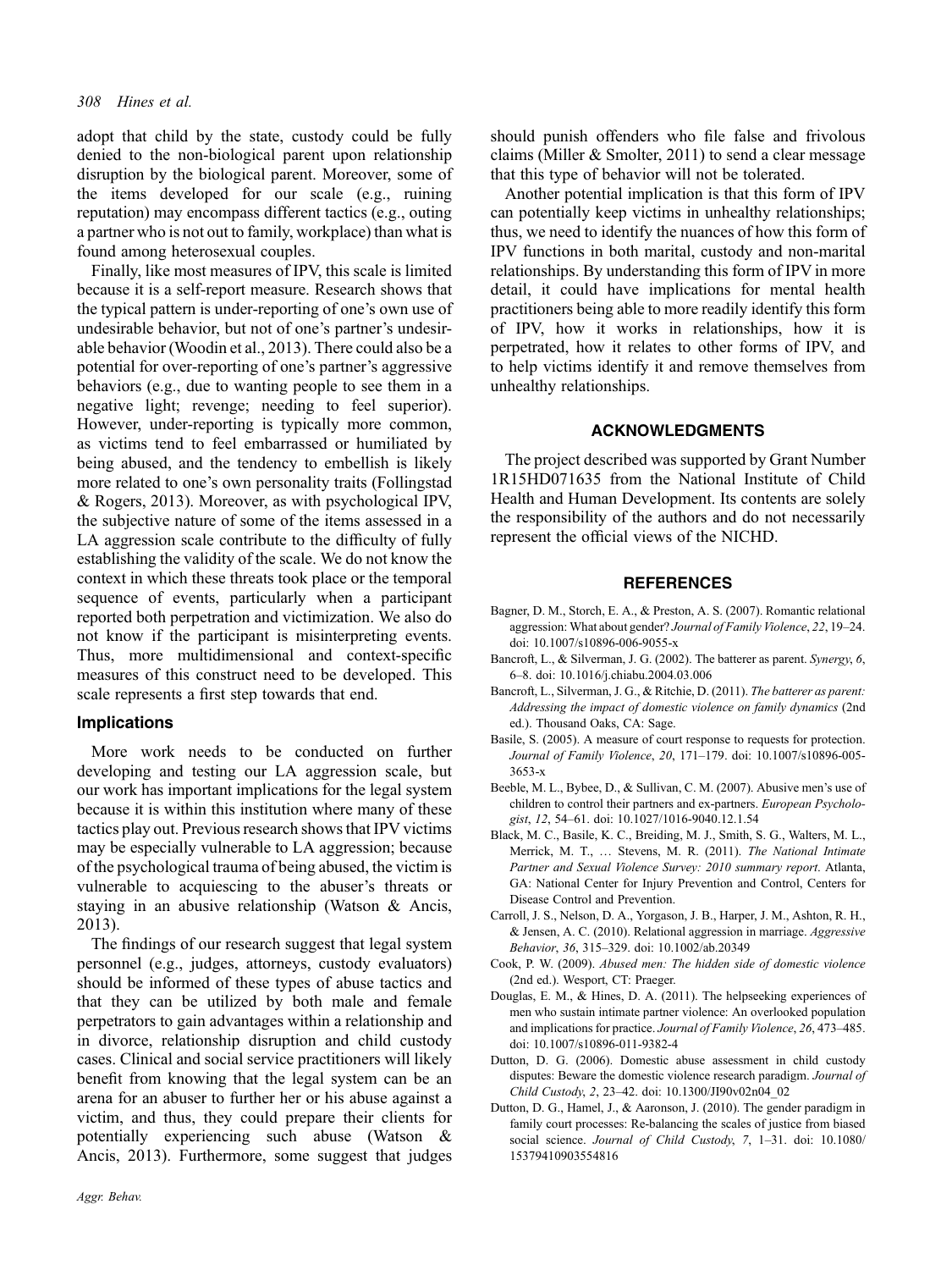adopt that child by the state, custody could be fully denied to the non-biological parent upon relationship disruption by the biological parent. Moreover, some of the items developed for our scale (e.g., ruining reputation) may encompass different tactics (e.g., outing a partner who is not out to family, workplace) than what is found among heterosexual couples.

Finally, like most measures of IPV, this scale is limited because it is a self-report measure. Research shows that the typical pattern is under-reporting of one's own use of undesirable behavior, but not of one's partner's undesirable behavior (Woodin et al., 2013). There could also be a potential for over-reporting of one's partner's aggressive behaviors (e.g., due to wanting people to see them in a negative light; revenge; needing to feel superior). However, under-reporting is typically more common, as victims tend to feel embarrassed or humiliated by being abused, and the tendency to embellish is likely more related to one's own personality traits (Follingstad & Rogers, 2013). Moreover, as with psychological IPV, the subjective nature of some of the items assessed in a LA aggression scale contribute to the difficulty of fully establishing the validity of the scale. We do not know the context in which these threats took place or the temporal sequence of events, particularly when a participant reported both perpetration and victimization. We also do not know if the participant is misinterpreting events. Thus, more multidimensional and context-specific measures of this construct need to be developed. This scale represents a first step towards that end.

### Implications

More work needs to be conducted on further developing and testing our LA aggression scale, but our work has important implications for the legal system because it is within this institution where many of these tactics play out. Previous research shows that IPV victims may be especially vulnerable to LA aggression; because of the psychological trauma of being abused, the victim is vulnerable to acquiescing to the abuser's threats or staying in an abusive relationship (Watson & Ancis, 2013).

The findings of our research suggest that legal system personnel (e.g., judges, attorneys, custody evaluators) should be informed of these types of abuse tactics and that they can be utilized by both male and female perpetrators to gain advantages within a relationship and in divorce, relationship disruption and child custody cases. Clinical and social service practitioners will likely benefit from knowing that the legal system can be an arena for an abuser to further her or his abuse against a victim, and thus, they could prepare their clients for potentially experiencing such abuse (Watson & Ancis, 2013). Furthermore, some suggest that judges should punish offenders who file false and frivolous claims (Miller & Smolter, 2011) to send a clear message that this type of behavior will not be tolerated.

Another potential implication is that this form of IPV can potentially keep victims in unhealthy relationships; thus, we need to identify the nuances of how this form of IPV functions in both marital, custody and non-marital relationships. By understanding this form of IPV in more detail, it could have implications for mental health practitioners being able to more readily identify this form of IPV, how it works in relationships, how it is perpetrated, how it relates to other forms of IPV, and to help victims identify it and remove themselves from unhealthy relationships.

## ACKNOWLEDGMENTS

The project described was supported by Grant Number 1R15HD071635 from the National Institute of Child Health and Human Development. Its contents are solely the responsibility of the authors and do not necessarily represent the official views of the NICHD.

## REFERENCES

Bagner, D. M., Storch, E. A., & Preston, A. S. (2007). Romantic relational aggression: What about gender? *Journal of Family Violence*, *22*, 19–24. doi: 10.1007/s10896-006-9055-x

Bancroft, L., & Silverman, J. G. (2002). The batterer as parent. *Synergy*, *6*, 6–8. doi: 10.1016/j.chiabu.2004.03.006

Bancroft, L., Silverman, J. G., & Ritchie, D. (2011). *The batterer as parent: Addressing the impact of domestic violence on family dynamics* (2nd ed.). Thousand Oaks, CA: Sage.

Basile, S. (2005). A measure of court response to requests for protection. *Journal of Family Violence*, *20*, 171–179. doi: 10.1007/s10896-005-3653-x

Beeble, M. L., Bybee, D., & Sullivan, C. M. (2007). Abusive men's use of children to control their partners and ex-partners. *European Psychologist*, *12*, 54–61. doi: 10.1027/1016-9040.12.1.54

Black, M. C., Basile, K. C., Breiding, M. J., Smith, S. G., Walters, M. L., Merrick, M. T., … Stevens, M. R. (2011). *The National Intimate Partner and Sexual Violence Survey: 2010 summary report*. Atlanta, GA: National Center for Injury Prevention and Control, Centers for Disease Control and Prevention.

Carroll, J. S., Nelson, D. A., Yorgason, J. B., Harper, J. M., Ashton, R. H., & Jensen, A. C. (2010). Relational aggression in marriage. *Aggressive Behavior*, *36*, 315–329. doi: 10.1002/ab.20349

Cook, P. W. (2009). *Abused men: The hidden side of domestic violence* (2nd ed.). Wesport, CT: Praeger.

Douglas, E. M., & Hines, D. A. (2011). The helpseeking experiences of men who sustain intimate partner violence: An overlooked population and implications for practice. *Journal of Family Violence*, *26*, 473–485. doi: 10.1007/s10896-011-9382-4

Dutton, D. G. (2006). Domestic abuse assessment in child custody disputes: Beware the domestic violence research paradigm. *Journal of Child Custody*, *2*, 23–42. doi: 10.1300/JI90v02n04_02

Dutton, D. G., Hamel, J., & Aaronson, J. (2010). The gender paradigm in family court processes: Re-balancing the scales of justice from biased social science. *Journal of Child Custody*, *7*, 1–31. doi: 10.1080/15379410903554816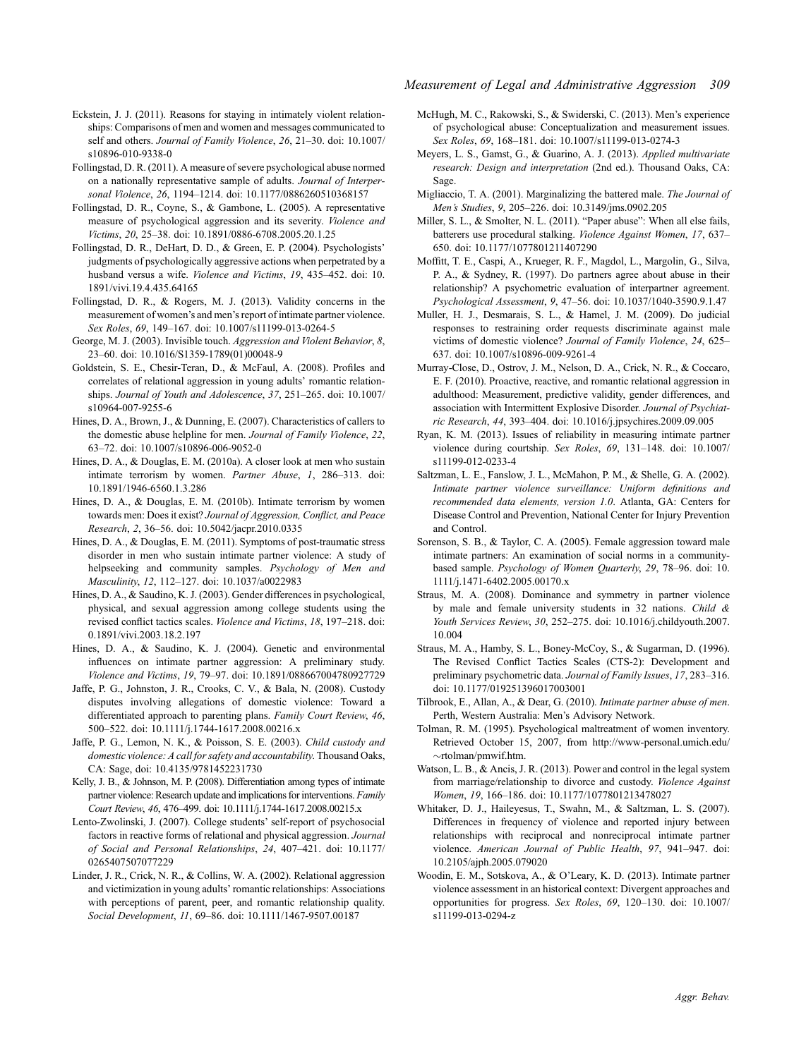Eckstein, J. J. (2011). Reasons for staying in intimately violent relationships: Comparisons of men and women and messages communicated to self and others. *Journal of Family Violence*, *26*, 21–30. doi: 10.1007/s10896-010-9338-0

Follingstad, D. R. (2011). A measure of severe psychological abuse normed on a nationally representative sample of adults. *Journal of Interpersonal Violence*, *26*, 1194–1214. doi: 10.1177/0886260510368157

Follingstad, D. R., Coyne, S., & Gambone, L. (2005). A representative measure of psychological aggression and its severity. *Violence and Victims*, *20*, 25–38. doi: 10.1891/0886-6708.2005.20.1.25

Follingstad, D. R., DeHart, D. D., & Green, E. P. (2004). Psychologists' judgments of psychologically aggressive actions when perpetrated by a husband versus a wife. *Violence and Victims*, *19*, 435–452. doi: 10.1891/vivi.19.4.435.64165

Follingstad, D. R., & Rogers, M. J. (2013). Validity concerns in the measurement of women's and men's report of intimate partner violence. *Sex Roles*, *69*, 149–167. doi: 10.1007/s11199-013-0264-5

George, M. J. (2003). Invisible touch. *Aggression and Violent Behavior*, *8*, 23–60. doi: 10.1016/S1359-1789(01)00048-9

Goldstein, S. E., Chesir-Teran, D., & McFaul, A. (2008). Profiles and correlates of relational aggression in young adults' romantic relationships. *Journal of Youth and Adolescence*, *37*, 251–265. doi: 10.1007/s10964-007-9255-6

Hines, D. A., Brown, J., & Dunning, E. (2007). Characteristics of callers to the domestic abuse helpline for men. *Journal of Family Violence*, *22*, 63–72. doi: 10.1007/s10896-006-9052-0

Hines, D. A., & Douglas, E. M. (2010a). A closer look at men who sustain intimate terrorism by women. *Partner Abuse*, *1*, 286–313. doi: 10.1891/1946-6560.1.3.286

Hines, D. A., & Douglas, E. M. (2010b). Intimate terrorism by women towards men: Does it exist? *Journal of Aggression, Conflict, and Peace Research*, *2*, 36–56. doi: 10.5042/jacpr.2010.0335

Hines, D. A., & Douglas, E. M. (2011). Symptoms of post-traumatic stress disorder in men who sustain intimate partner violence: A study of helpseeking and community samples. *Psychology of Men and Masculinity*, *12*, 112–127. doi: 10.1037/a0022983

Hines, D. A., & Saudino, K. J. (2003). Gender differences in psychological, physical, and sexual aggression among college students using the revised conflict tactics scales. *Violence and Victims*, *18*, 197–218. doi: 0.1891/vivi.2003.18.2.197

Hines, D. A., & Saudino, K. J. (2004). Genetic and environmental influences on intimate partner aggression: A preliminary study. *Violence and Victims*, *19*, 79–97. doi: 10.1891/088667004780927729

Jaffe, P. G., Johnston, J. R., Crooks, C. V., & Bala, N. (2008). Custody disputes involving allegations of domestic violence: Toward a differentiated approach to parenting plans. *Family Court Review*, *46*, 500–522. doi: 10.1111/j.1744-1617.2008.00216.x

Jaffe, P. G., Lemon, N. K., & Poisson, S. E. (2003). *Child custody and domestic violence: A call for safety and accountability*. Thousand Oaks, CA: Sage, doi: 10.4135/9781452231730

Kelly, J. B., & Johnson, M. P. (2008). Differentiation among types of intimate partner violence: Research update and implications for interventions. *Family Court Review*, *46*, 476–499. doi: 10.1111/j.1744-1617.2008.00215.x

Lento-Zwolinski, J. (2007). College students' self-report of psychosocial factors in reactive forms of relational and physical aggression. *Journal of Social and Personal Relationships*, *24*, 407–421. doi: 10.1177/0265407507077229

Linder, J. R., Crick, N. R., & Collins, W. A. (2002). Relational aggression and victimization in young adults' romantic relationships: Associations with perceptions of parent, peer, and romantic relationship quality. *Social Development*, *11*, 69–86. doi: 10.1111/1467-9507.00187

McHugh, M. C., Rakowski, S., & Swiderski, C. (2013). Men's experience of psychological abuse: Conceptualization and measurement issues. *Sex Roles*, *69*, 168–181. doi: 10.1007/s11199-013-0274-3

Meyers, L. S., Gamst, G., & Guarino, A. J. (2013). *Applied multivariate research: Design and interpretation* (2nd ed.). Thousand Oaks, CA: Sage.

Migliaccio, T. A. (2001). Marginalizing the battered male. *The Journal of Men's Studies*, *9*, 205–226. doi: 10.3149/jms.0902.205

Miller, S. L., & Smolter, N. L. (2011). "Paper abuse": When all else fails, batterers use procedural stalking. *Violence Against Women*, *17*, 637–650. doi: 10.1177/1077801211407290

Moffitt, T. E., Caspi, A., Krueger, R. F., Magdol, L., Margolin, G., Silva, P. A., & Sydney, R. (1997). Do partners agree about abuse in their relationship? A psychometric evaluation of interpartner agreement. *Psychological Assessment*, *9*, 47–56. doi: 10.1037/1040-3590.9.1.47

Muller, H. J., Desmarais, S. L., & Hamel, J. M. (2009). Do judicial responses to restraining order requests discriminate against male victims of domestic violence? *Journal of Family Violence*, *24*, 625–637. doi: 10.1007/s10896-009-9261-4

Murray-Close, D., Ostrov, J. M., Nelson, D. A., Crick, N. R., & Coccaro, E. F. (2010). Proactive, reactive, and romantic relational aggression in adulthood: Measurement, predictive validity, gender differences, and association with Intermittent Explosive Disorder. *Journal of Psychiatric Research*, *44*, 393–404. doi: 10.1016/j.jpsychires.2009.09.005

Ryan, K. M. (2013). Issues of reliability in measuring intimate partner violence during courtship. *Sex Roles*, *69*, 131–148. doi: 10.1007/s11199-012-0233-4

Saltzman, L. E., Fanslow, J. L., McMahon, P. M., & Shelle, G. A. (2002). *Intimate partner violence surveillance: Uniform definitions and recommended data elements, version 1.0*. Atlanta, GA: Centers for Disease Control and Prevention, National Center for Injury Prevention and Control.

Sorenson, S. B., & Taylor, C. A. (2005). Female aggression toward male intimate partners: An examination of social norms in a community-based sample. *Psychology of Women Quarterly*, *29*, 78–96. doi: 10.1111/j.1471-6402.2005.00170.x

Straus, M. A. (2008). Dominance and symmetry in partner violence by male and female university students in 32 nations. *Child & Youth Services Review*, *30*, 252–275. doi: 10.1016/j.childyouth.2007.10.004

Straus, M. A., Hamby, S. L., Boney-McCoy, S., & Sugarman, D. (1996). The Revised Conflict Tactics Scales (CTS-2): Development and preliminary psychometric data. *Journal of Family Issues*, *17*, 283–316. doi: 10.1177/019251396017003001

Tilbrook, E., Allan, A., & Dear, G. (2010). *Intimate partner abuse of men*. Perth, Western Australia: Men's Advisory Network.

Tolman, R. M. (1995). Psychological maltreatment of women inventory. Retrieved October 15, 2007, from http://www-personal.umich.edu/~rtolman/pmwif.htm.

Watson, L. B., & Ancis, J. R. (2013). Power and control in the legal system from marriage/relationship to divorce and custody. *Violence Against Women*, *19*, 166–186. doi: 10.1177/1077801213478027

Whitaker, D. J., Haileyesus, T., Swahn, M., & Saltzman, L. S. (2007). Differences in frequency of violence and reported injury between relationships with reciprocal and nonreciprocal intimate partner violence. *American Journal of Public Health*, *97*, 941–947. doi: 10.2105/ajph.2005.079020

Woodin, E. M., Sotskova, A., & O'Leary, K. D. (2013). Intimate partner violence assessment in an historical context: Divergent approaches and opportunities for progress. *Sex Roles*, *69*, 120–130. doi: 10.1007/s11199-013-0294-z